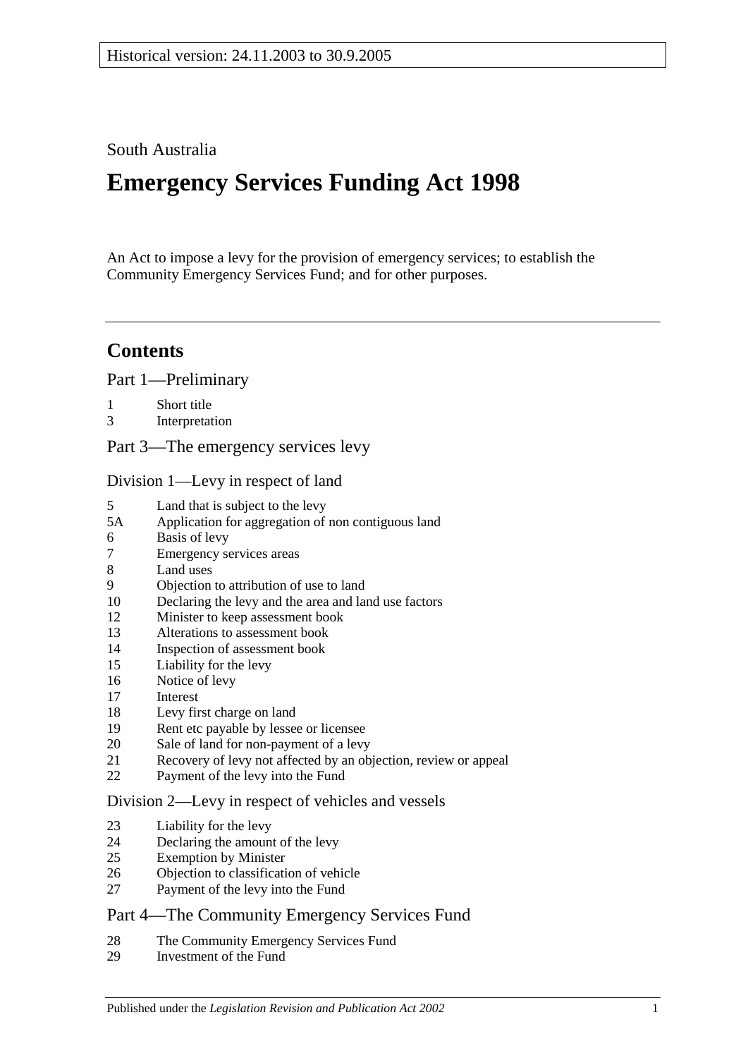Historical version: 24.11.2003 to 30.9.2005

South Australia

# Emergency Services Funding Act 1998

An Act to impose a levy for the provision of emergency services; to establish the Community Emergency Services Fund; and for other purposes.

## Contents

### Part 1—Preliminary

1 Short title
3 Interpretation

### Part 3—The emergency services levy

#### Division 1—Levy in respect of land

5 Land that is subject to the levy
5A Application for aggregation of non contiguous land
6 Basis of levy
7 Emergency services areas
8 Land uses
9 Objection to attribution of use to land
10 Declaring the levy and the area and land use factors
12 Minister to keep assessment book
13 Alterations to assessment book
14 Inspection of assessment book
15 Liability for the levy
16 Notice of levy
17 Interest
18 Levy first charge on land
19 Rent etc payable by lessee or licensee
20 Sale of land for non-payment of a levy
21 Recovery of levy not affected by an objection, review or appeal
22 Payment of the levy into the Fund

#### Division 2—Levy in respect of vehicles and vessels

23 Liability for the levy
24 Declaring the amount of the levy
25 Exemption by Minister
26 Objection to classification of vehicle
27 Payment of the levy into the Fund

### Part 4—The Community Emergency Services Fund

28 The Community Emergency Services Fund
29 Investment of the Fund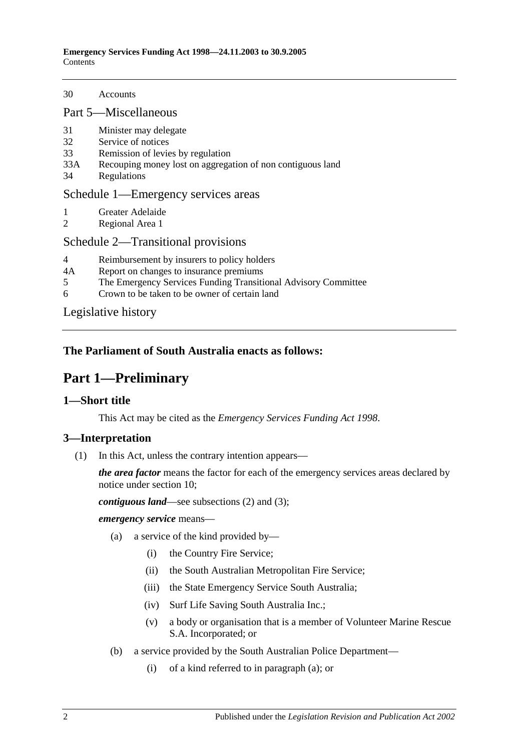30 Accounts

## Part 5—Miscellaneous

31 Minister may delegate
32 Service of notices
33 Remission of levies by regulation
33A Recouping money lost on aggregation of non contiguous land
34 Regulations

## Schedule 1—Emergency services areas

1 Greater Adelaide
2 Regional Area 1

## Schedule 2—Transitional provisions

4 Reimbursement by insurers to policy holders
4A Report on changes to insurance premiums
5 The Emergency Services Funding Transitional Advisory Committee
6 Crown to be taken to be owner of certain land

## Legislative history

**The Parliament of South Australia enacts as follows:**

# Part 1—Preliminary

## 1—Short title

This Act may be cited as the *Emergency Services Funding Act 1998*.

## 3—Interpretation

(1) In this Act, unless the contrary intention appears—

***the area factor*** means the factor for each of the emergency services areas declared by notice under section 10;

***contiguous land***—see subsections (2) and (3);

***emergency service*** means—

(a) a service of the kind provided by—

(i) the Country Fire Service;

(ii) the South Australian Metropolitan Fire Service;

(iii) the State Emergency Service South Australia;

(iv) Surf Life Saving South Australia Inc.;

(v) a body or organisation that is a member of Volunteer Marine Rescue S.A. Incorporated; or

(b) a service provided by the South Australian Police Department—

(i) of a kind referred to in paragraph (a); or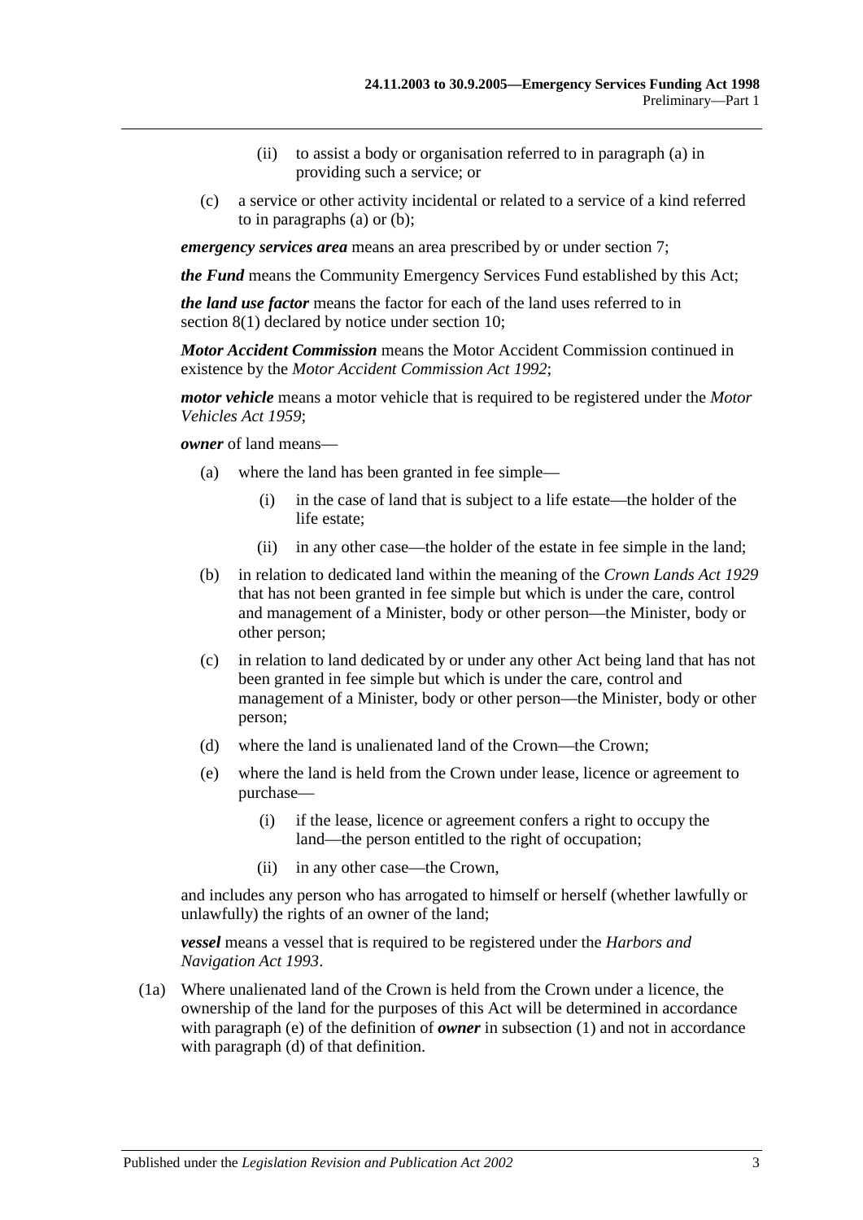(ii) to assist a body or organisation referred to in paragraph (a) in providing such a service; or

(c) a service or other activity incidental or related to a service of a kind referred to in paragraphs (a) or (b);

***emergency services area*** means an area prescribed by or under section 7;

***the Fund*** means the Community Emergency Services Fund established by this Act;

***the land use factor*** means the factor for each of the land uses referred to in section 8(1) declared by notice under section 10;

***Motor Accident Commission*** means the Motor Accident Commission continued in existence by the *Motor Accident Commission Act 1992*;

***motor vehicle*** means a motor vehicle that is required to be registered under the *Motor Vehicles Act 1959*;

***owner*** of land means—

(a) where the land has been granted in fee simple—

(i) in the case of land that is subject to a life estate—the holder of the life estate;

(ii) in any other case—the holder of the estate in fee simple in the land;

(b) in relation to dedicated land within the meaning of the *Crown Lands Act 1929* that has not been granted in fee simple but which is under the care, control and management of a Minister, body or other person—the Minister, body or other person;

(c) in relation to land dedicated by or under any other Act being land that has not been granted in fee simple but which is under the care, control and management of a Minister, body or other person—the Minister, body or other person;

(d) where the land is unalienated land of the Crown—the Crown;

(e) where the land is held from the Crown under lease, licence or agreement to purchase—

(i) if the lease, licence or agreement confers a right to occupy the land—the person entitled to the right of occupation;

(ii) in any other case—the Crown,

and includes any person who has arrogated to himself or herself (whether lawfully or unlawfully) the rights of an owner of the land;

***vessel*** means a vessel that is required to be registered under the *Harbors and Navigation Act 1993*.

(1a) Where unalienated land of the Crown is held from the Crown under a licence, the ownership of the land for the purposes of this Act will be determined in accordance with paragraph (e) of the definition of ***owner*** in subsection (1) and not in accordance with paragraph (d) of that definition.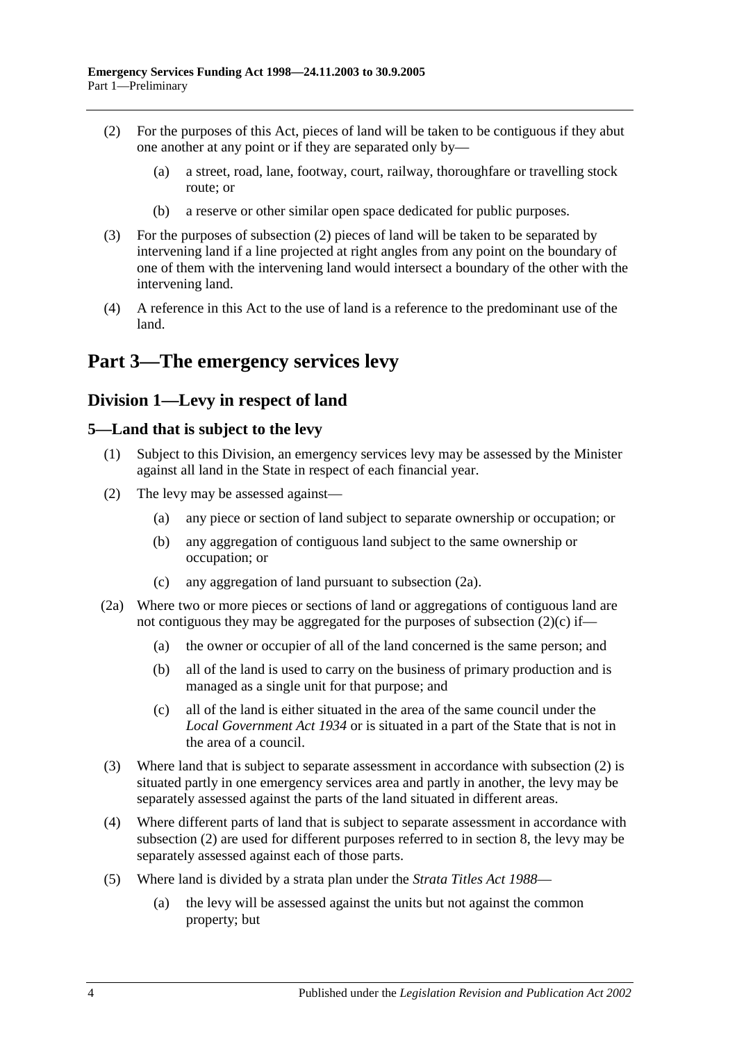(2) For the purposes of this Act, pieces of land will be taken to be contiguous if they abut one another at any point or if they are separated only by—

   (a) a street, road, lane, footway, court, railway, thoroughfare or travelling stock route; or

   (b) a reserve or other similar open space dedicated for public purposes.

(3) For the purposes of subsection (2) pieces of land will be taken to be separated by intervening land if a line projected at right angles from any point on the boundary of one of them with the intervening land would intersect a boundary of the other with the intervening land.

(4) A reference in this Act to the use of land is a reference to the predominant use of the land.

# Part 3—The emergency services levy

## Division 1—Levy in respect of land

### 5—Land that is subject to the levy

(1) Subject to this Division, an emergency services levy may be assessed by the Minister against all land in the State in respect of each financial year.

(2) The levy may be assessed against—

   (a) any piece or section of land subject to separate ownership or occupation; or

   (b) any aggregation of contiguous land subject to the same ownership or occupation; or

   (c) any aggregation of land pursuant to subsection (2a).

(2a) Where two or more pieces or sections of land or aggregations of contiguous land are not contiguous they may be aggregated for the purposes of subsection (2)(c) if—

   (a) the owner or occupier of all of the land concerned is the same person; and

   (b) all of the land is used to carry on the business of primary production and is managed as a single unit for that purpose; and

   (c) all of the land is either situated in the area of the same council under the *Local Government Act 1934* or is situated in a part of the State that is not in the area of a council.

(3) Where land that is subject to separate assessment in accordance with subsection (2) is situated partly in one emergency services area and partly in another, the levy may be separately assessed against the parts of the land situated in different areas.

(4) Where different parts of land that is subject to separate assessment in accordance with subsection (2) are used for different purposes referred to in section 8, the levy may be separately assessed against each of those parts.

(5) Where land is divided by a strata plan under the *Strata Titles Act 1988*—

   (a) the levy will be assessed against the units but not against the common property; but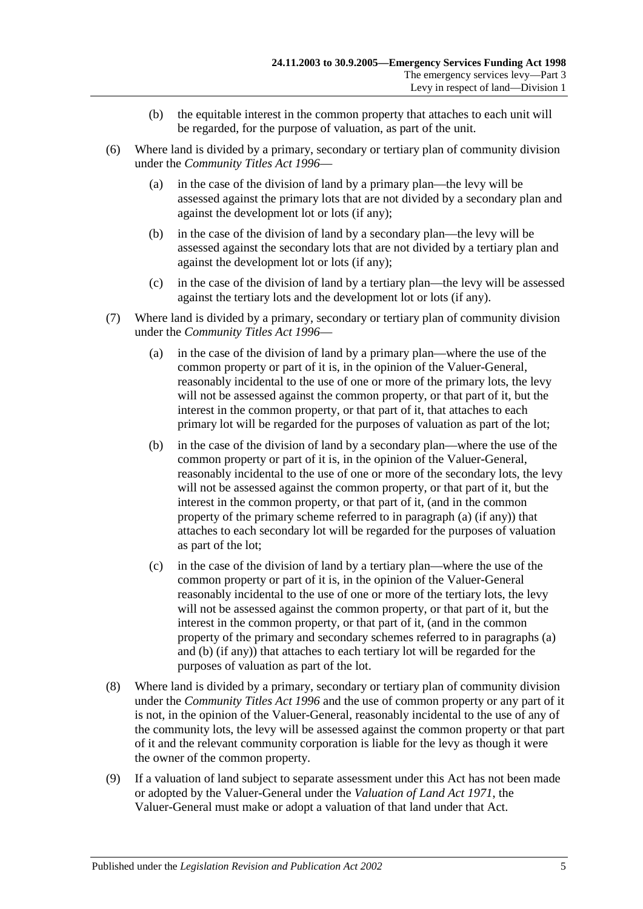(b) the equitable interest in the common property that attaches to each unit will be regarded, for the purpose of valuation, as part of the unit.

(6) Where land is divided by a primary, secondary or tertiary plan of community division under the *Community Titles Act 1996*—

(a) in the case of the division of land by a primary plan—the levy will be assessed against the primary lots that are not divided by a secondary plan and against the development lot or lots (if any);

(b) in the case of the division of land by a secondary plan—the levy will be assessed against the secondary lots that are not divided by a tertiary plan and against the development lot or lots (if any);

(c) in the case of the division of land by a tertiary plan—the levy will be assessed against the tertiary lots and the development lot or lots (if any).

(7) Where land is divided by a primary, secondary or tertiary plan of community division under the *Community Titles Act 1996*—

(a) in the case of the division of land by a primary plan—where the use of the common property or part of it is, in the opinion of the Valuer-General, reasonably incidental to the use of one or more of the primary lots, the levy will not be assessed against the common property, or that part of it, but the interest in the common property, or that part of it, that attaches to each primary lot will be regarded for the purposes of valuation as part of the lot;

(b) in the case of the division of land by a secondary plan—where the use of the common property or part of it is, in the opinion of the Valuer-General, reasonably incidental to the use of one or more of the secondary lots, the levy will not be assessed against the common property, or that part of it, but the interest in the common property, or that part of it, (and in the common property of the primary scheme referred to in paragraph (a) (if any)) that attaches to each secondary lot will be regarded for the purposes of valuation as part of the lot;

(c) in the case of the division of land by a tertiary plan—where the use of the common property or part of it is, in the opinion of the Valuer-General reasonably incidental to the use of one or more of the tertiary lots, the levy will not be assessed against the common property, or that part of it, but the interest in the common property, or that part of it, (and in the common property of the primary and secondary schemes referred to in paragraphs (a) and (b) (if any)) that attaches to each tertiary lot will be regarded for the purposes of valuation as part of the lot.

(8) Where land is divided by a primary, secondary or tertiary plan of community division under the *Community Titles Act 1996* and the use of common property or any part of it is not, in the opinion of the Valuer-General, reasonably incidental to the use of any of the community lots, the levy will be assessed against the common property or that part of it and the relevant community corporation is liable for the levy as though it were the owner of the common property.

(9) If a valuation of land subject to separate assessment under this Act has not been made or adopted by the Valuer-General under the *Valuation of Land Act 1971*, the Valuer-General must make or adopt a valuation of that land under that Act.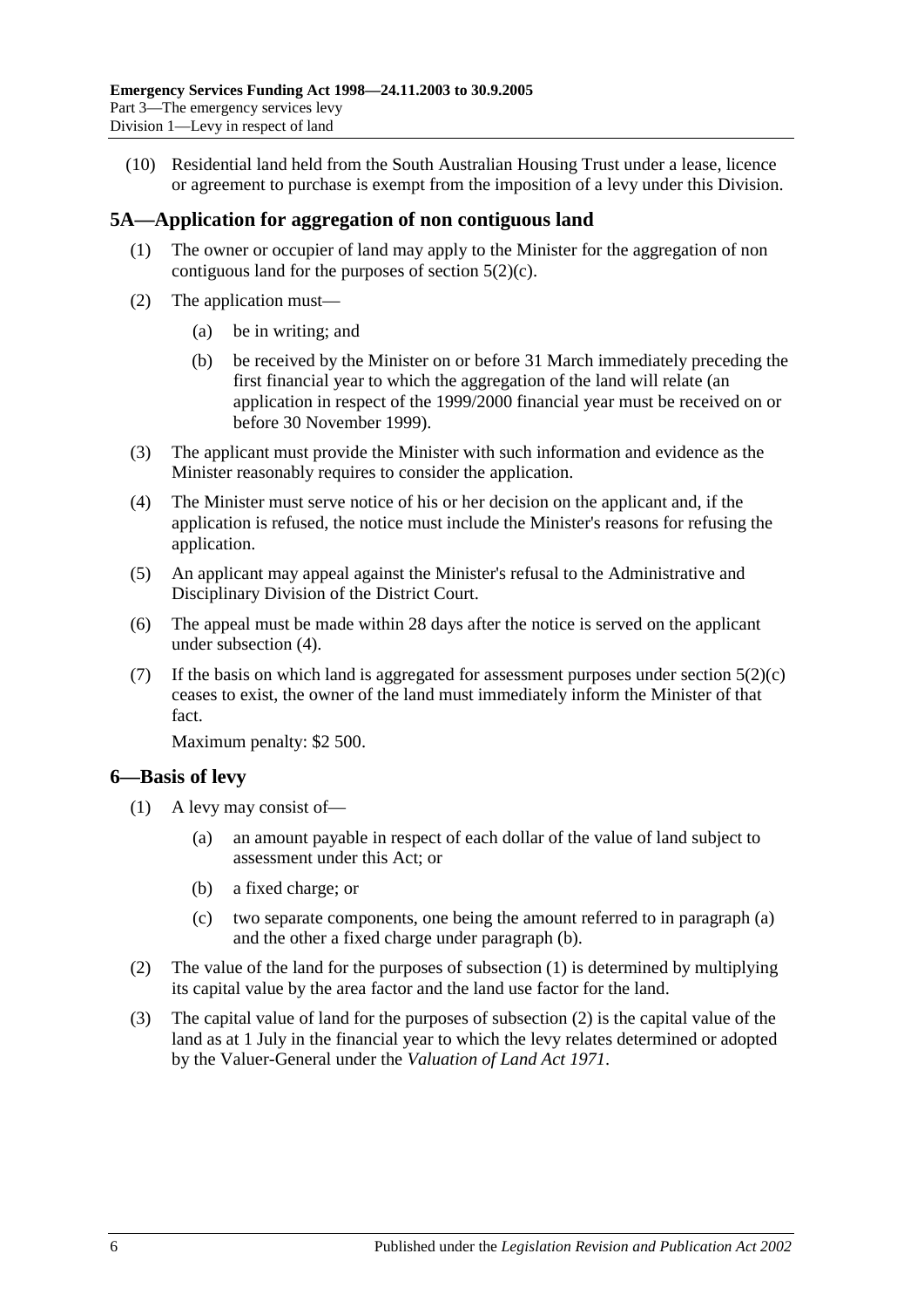(10) Residential land held from the South Australian Housing Trust under a lease, licence or agreement to purchase is exempt from the imposition of a levy under this Division.

## 5A—Application for aggregation of non contiguous land

(1) The owner or occupier of land may apply to the Minister for the aggregation of non contiguous land for the purposes of section 5(2)(c).

(2) The application must—

(a) be in writing; and

(b) be received by the Minister on or before 31 March immediately preceding the first financial year to which the aggregation of the land will relate (an application in respect of the 1999/2000 financial year must be received on or before 30 November 1999).

(3) The applicant must provide the Minister with such information and evidence as the Minister reasonably requires to consider the application.

(4) The Minister must serve notice of his or her decision on the applicant and, if the application is refused, the notice must include the Minister's reasons for refusing the application.

(5) An applicant may appeal against the Minister's refusal to the Administrative and Disciplinary Division of the District Court.

(6) The appeal must be made within 28 days after the notice is served on the applicant under subsection (4).

(7) If the basis on which land is aggregated for assessment purposes under section 5(2)(c) ceases to exist, the owner of the land must immediately inform the Minister of that fact.

Maximum penalty: $2 500.

## 6—Basis of levy

(1) A levy may consist of—

(a) an amount payable in respect of each dollar of the value of land subject to assessment under this Act; or

(b) a fixed charge; or

(c) two separate components, one being the amount referred to in paragraph (a) and the other a fixed charge under paragraph (b).

(2) The value of the land for the purposes of subsection (1) is determined by multiplying its capital value by the area factor and the land use factor for the land.

(3) The capital value of land for the purposes of subsection (2) is the capital value of the land as at 1 July in the financial year to which the levy relates determined or adopted by the Valuer-General under the *Valuation of Land Act 1971*.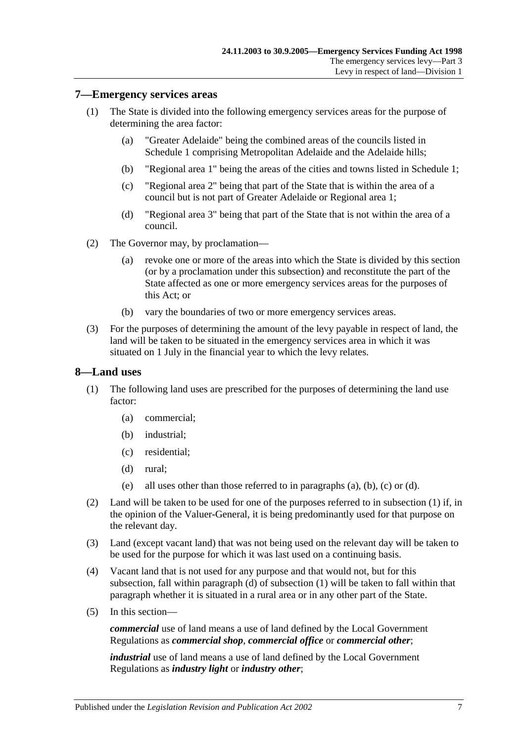## 7—Emergency services areas

(1) The State is divided into the following emergency services areas for the purpose of determining the area factor:

(a) "Greater Adelaide" being the combined areas of the councils listed in Schedule 1 comprising Metropolitan Adelaide and the Adelaide hills;

(b) "Regional area 1" being the areas of the cities and towns listed in Schedule 1;

(c) "Regional area 2" being that part of the State that is within the area of a council but is not part of Greater Adelaide or Regional area 1;

(d) "Regional area 3" being that part of the State that is not within the area of a council.

(2) The Governor may, by proclamation—

(a) revoke one or more of the areas into which the State is divided by this section (or by a proclamation under this subsection) and reconstitute the part of the State affected as one or more emergency services areas for the purposes of this Act; or

(b) vary the boundaries of two or more emergency services areas.

(3) For the purposes of determining the amount of the levy payable in respect of land, the land will be taken to be situated in the emergency services area in which it was situated on 1 July in the financial year to which the levy relates.

## 8—Land uses

(1) The following land uses are prescribed for the purposes of determining the land use factor:

(a) commercial;

(b) industrial;

(c) residential;

(d) rural;

(e) all uses other than those referred to in paragraphs (a), (b), (c) or (d).

(2) Land will be taken to be used for one of the purposes referred to in subsection (1) if, in the opinion of the Valuer-General, it is being predominantly used for that purpose on the relevant day.

(3) Land (except vacant land) that was not being used on the relevant day will be taken to be used for the purpose for which it was last used on a continuing basis.

(4) Vacant land that is not used for any purpose and that would not, but for this subsection, fall within paragraph (d) of subsection (1) will be taken to fall within that paragraph whether it is situated in a rural area or in any other part of the State.

(5) In this section—

***commercial*** use of land means a use of land defined by the Local Government Regulations as ***commercial shop***, ***commercial office*** or ***commercial other***;

***industrial*** use of land means a use of land defined by the Local Government Regulations as ***industry light*** or ***industry other***;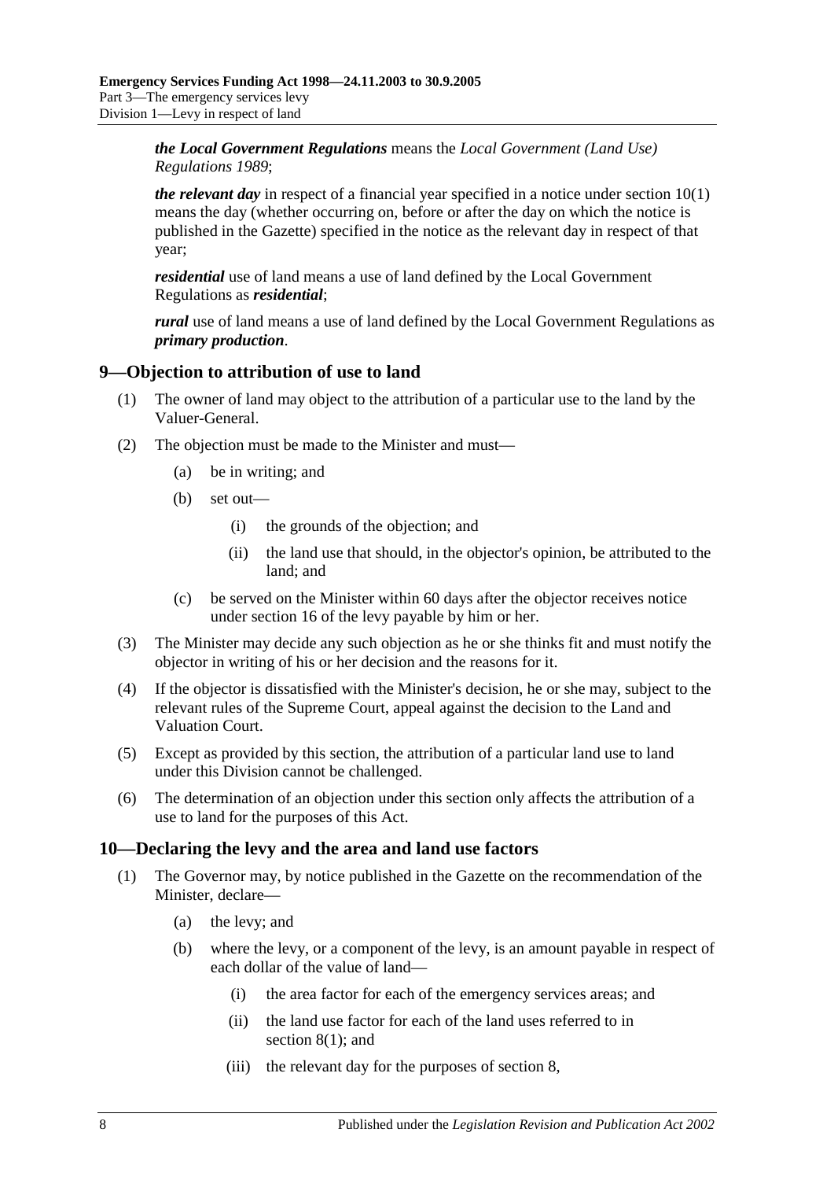***the Local Government Regulations*** means the *Local Government (Land Use) Regulations 1989*;

***the relevant day*** in respect of a financial year specified in a notice under section 10(1) means the day (whether occurring on, before or after the day on which the notice is published in the Gazette) specified in the notice as the relevant day in respect of that year;

***residential*** use of land means a use of land defined by the Local Government Regulations as ***residential***;

***rural*** use of land means a use of land defined by the Local Government Regulations as ***primary production***.

## 9—Objection to attribution of use to land

(1) The owner of land may object to the attribution of a particular use to the land by the Valuer-General.

(2) The objection must be made to the Minister and must—

- (a) be in writing; and
- (b) set out—
  - (i) the grounds of the objection; and
  - (ii) the land use that should, in the objector's opinion, be attributed to the land; and
- (c) be served on the Minister within 60 days after the objector receives notice under section 16 of the levy payable by him or her.

(3) The Minister may decide any such objection as he or she thinks fit and must notify the objector in writing of his or her decision and the reasons for it.

(4) If the objector is dissatisfied with the Minister's decision, he or she may, subject to the relevant rules of the Supreme Court, appeal against the decision to the Land and Valuation Court.

(5) Except as provided by this section, the attribution of a particular land use to land under this Division cannot be challenged.

(6) The determination of an objection under this section only affects the attribution of a use to land for the purposes of this Act.

## 10—Declaring the levy and the area and land use factors

(1) The Governor may, by notice published in the Gazette on the recommendation of the Minister, declare—

- (a) the levy; and
- (b) where the levy, or a component of the levy, is an amount payable in respect of each dollar of the value of land—
  - (i) the area factor for each of the emergency services areas; and
  - (ii) the land use factor for each of the land uses referred to in section 8(1); and
  - (iii) the relevant day for the purposes of section 8,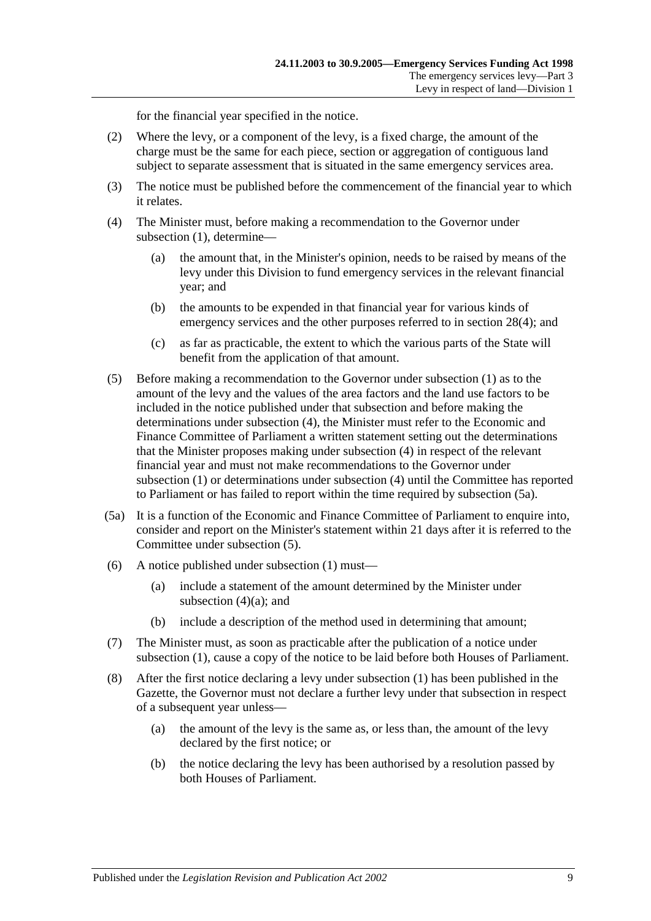for the financial year specified in the notice.

(2) Where the levy, or a component of the levy, is a fixed charge, the amount of the charge must be the same for each piece, section or aggregation of contiguous land subject to separate assessment that is situated in the same emergency services area.

(3) The notice must be published before the commencement of the financial year to which it relates.

(4) The Minister must, before making a recommendation to the Governor under subsection (1), determine—

   (a) the amount that, in the Minister's opinion, needs to be raised by means of the levy under this Division to fund emergency services in the relevant financial year; and

   (b) the amounts to be expended in that financial year for various kinds of emergency services and the other purposes referred to in section 28(4); and

   (c) as far as practicable, the extent to which the various parts of the State will benefit from the application of that amount.

(5) Before making a recommendation to the Governor under subsection (1) as to the amount of the levy and the values of the area factors and the land use factors to be included in the notice published under that subsection and before making the determinations under subsection (4), the Minister must refer to the Economic and Finance Committee of Parliament a written statement setting out the determinations that the Minister proposes making under subsection (4) in respect of the relevant financial year and must not make recommendations to the Governor under subsection (1) or determinations under subsection (4) until the Committee has reported to Parliament or has failed to report within the time required by subsection (5a).

(5a) It is a function of the Economic and Finance Committee of Parliament to enquire into, consider and report on the Minister's statement within 21 days after it is referred to the Committee under subsection (5).

(6) A notice published under subsection (1) must—

   (a) include a statement of the amount determined by the Minister under subsection (4)(a); and

   (b) include a description of the method used in determining that amount;

(7) The Minister must, as soon as practicable after the publication of a notice under subsection (1), cause a copy of the notice to be laid before both Houses of Parliament.

(8) After the first notice declaring a levy under subsection (1) has been published in the Gazette, the Governor must not declare a further levy under that subsection in respect of a subsequent year unless—

   (a) the amount of the levy is the same as, or less than, the amount of the levy declared by the first notice; or

   (b) the notice declaring the levy has been authorised by a resolution passed by both Houses of Parliament.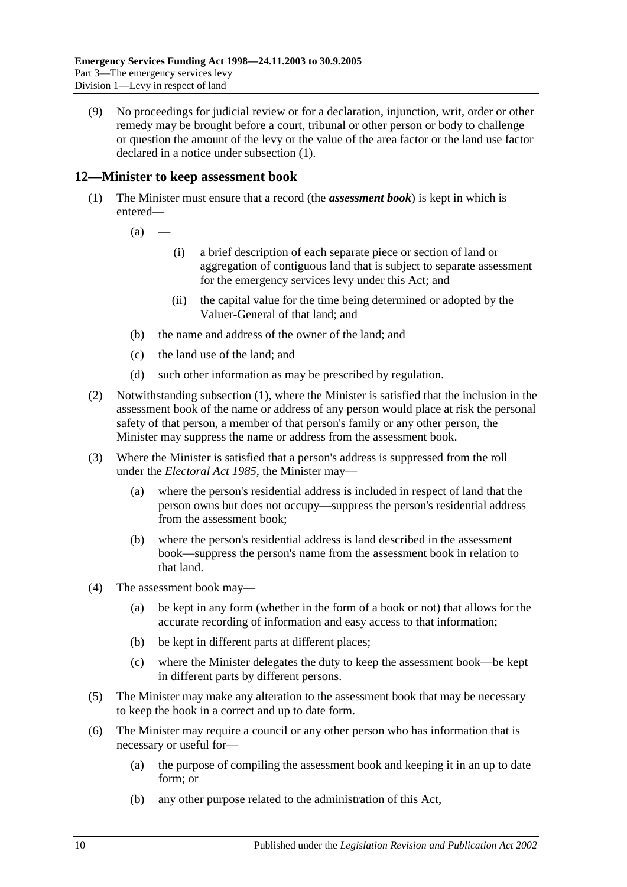(9) No proceedings for judicial review or for a declaration, injunction, writ, order or other remedy may be brought before a court, tribunal or other person or body to challenge or question the amount of the levy or the value of the area factor or the land use factor declared in a notice under subsection (1).

## 12—Minister to keep assessment book

(1) The Minister must ensure that a record (the ***assessment book***) is kept in which is entered—

(a) —

(i) a brief description of each separate piece or section of land or aggregation of contiguous land that is subject to separate assessment for the emergency services levy under this Act; and

(ii) the capital value for the time being determined or adopted by the Valuer-General of that land; and

(b) the name and address of the owner of the land; and

(c) the land use of the land; and

(d) such other information as may be prescribed by regulation.

(2) Notwithstanding subsection (1), where the Minister is satisfied that the inclusion in the assessment book of the name or address of any person would place at risk the personal safety of that person, a member of that person's family or any other person, the Minister may suppress the name or address from the assessment book.

(3) Where the Minister is satisfied that a person's address is suppressed from the roll under the *Electoral Act 1985*, the Minister may—

(a) where the person's residential address is included in respect of land that the person owns but does not occupy—suppress the person's residential address from the assessment book;

(b) where the person's residential address is land described in the assessment book—suppress the person's name from the assessment book in relation to that land.

(4) The assessment book may—

(a) be kept in any form (whether in the form of a book or not) that allows for the accurate recording of information and easy access to that information;

(b) be kept in different parts at different places;

(c) where the Minister delegates the duty to keep the assessment book—be kept in different parts by different persons.

(5) The Minister may make any alteration to the assessment book that may be necessary to keep the book in a correct and up to date form.

(6) The Minister may require a council or any other person who has information that is necessary or useful for—

(a) the purpose of compiling the assessment book and keeping it in an up to date form; or

(b) any other purpose related to the administration of this Act,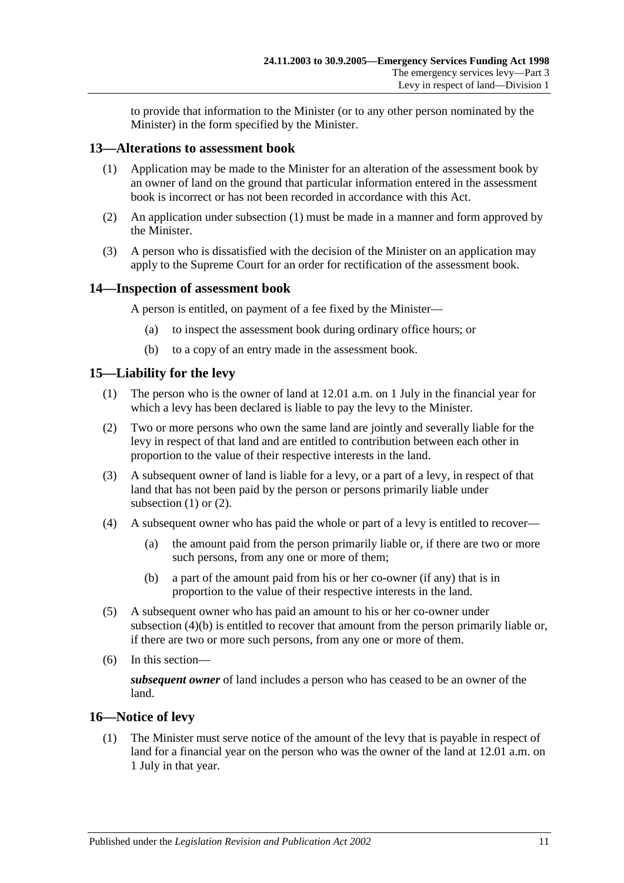to provide that information to the Minister (or to any other person nominated by the Minister) in the form specified by the Minister.

## 13—Alterations to assessment book

(1) Application may be made to the Minister for an alteration of the assessment book by an owner of land on the ground that particular information entered in the assessment book is incorrect or has not been recorded in accordance with this Act.

(2) An application under subsection (1) must be made in a manner and form approved by the Minister.

(3) A person who is dissatisfied with the decision of the Minister on an application may apply to the Supreme Court for an order for rectification of the assessment book.

## 14—Inspection of assessment book

A person is entitled, on payment of a fee fixed by the Minister—

(a) to inspect the assessment book during ordinary office hours; or

(b) to a copy of an entry made in the assessment book.

## 15—Liability for the levy

(1) The person who is the owner of land at 12.01 a.m. on 1 July in the financial year for which a levy has been declared is liable to pay the levy to the Minister.

(2) Two or more persons who own the same land are jointly and severally liable for the levy in respect of that land and are entitled to contribution between each other in proportion to the value of their respective interests in the land.

(3) A subsequent owner of land is liable for a levy, or a part of a levy, in respect of that land that has not been paid by the person or persons primarily liable under subsection (1) or (2).

(4) A subsequent owner who has paid the whole or part of a levy is entitled to recover—

(a) the amount paid from the person primarily liable or, if there are two or more such persons, from any one or more of them;

(b) a part of the amount paid from his or her co-owner (if any) that is in proportion to the value of their respective interests in the land.

(5) A subsequent owner who has paid an amount to his or her co-owner under subsection (4)(b) is entitled to recover that amount from the person primarily liable or, if there are two or more such persons, from any one or more of them.

(6) In this section—

***subsequent owner*** of land includes a person who has ceased to be an owner of the land.

## 16—Notice of levy

(1) The Minister must serve notice of the amount of the levy that is payable in respect of land for a financial year on the person who was the owner of the land at 12.01 a.m. on 1 July in that year.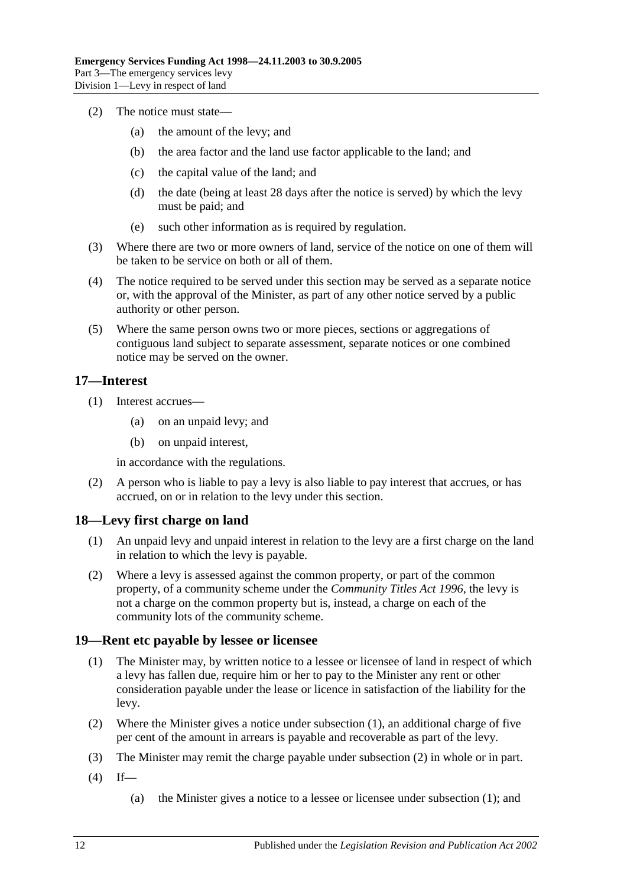(2) The notice must state—

(a) the amount of the levy; and

(b) the area factor and the land use factor applicable to the land; and

(c) the capital value of the land; and

(d) the date (being at least 28 days after the notice is served) by which the levy must be paid; and

(e) such other information as is required by regulation.

(3) Where there are two or more owners of land, service of the notice on one of them will be taken to be service on both or all of them.

(4) The notice required to be served under this section may be served as a separate notice or, with the approval of the Minister, as part of any other notice served by a public authority or other person.

(5) Where the same person owns two or more pieces, sections or aggregations of contiguous land subject to separate assessment, separate notices or one combined notice may be served on the owner.

## 17—Interest

(1) Interest accrues—

(a) on an unpaid levy; and

(b) on unpaid interest,

in accordance with the regulations.

(2) A person who is liable to pay a levy is also liable to pay interest that accrues, or has accrued, on or in relation to the levy under this section.

## 18—Levy first charge on land

(1) An unpaid levy and unpaid interest in relation to the levy are a first charge on the land in relation to which the levy is payable.

(2) Where a levy is assessed against the common property, or part of the common property, of a community scheme under the *Community Titles Act 1996*, the levy is not a charge on the common property but is, instead, a charge on each of the community lots of the community scheme.

## 19—Rent etc payable by lessee or licensee

(1) The Minister may, by written notice to a lessee or licensee of land in respect of which a levy has fallen due, require him or her to pay to the Minister any rent or other consideration payable under the lease or licence in satisfaction of the liability for the levy.

(2) Where the Minister gives a notice under subsection (1), an additional charge of five per cent of the amount in arrears is payable and recoverable as part of the levy.

(3) The Minister may remit the charge payable under subsection (2) in whole or in part.

(4) If—

(a) the Minister gives a notice to a lessee or licensee under subsection (1); and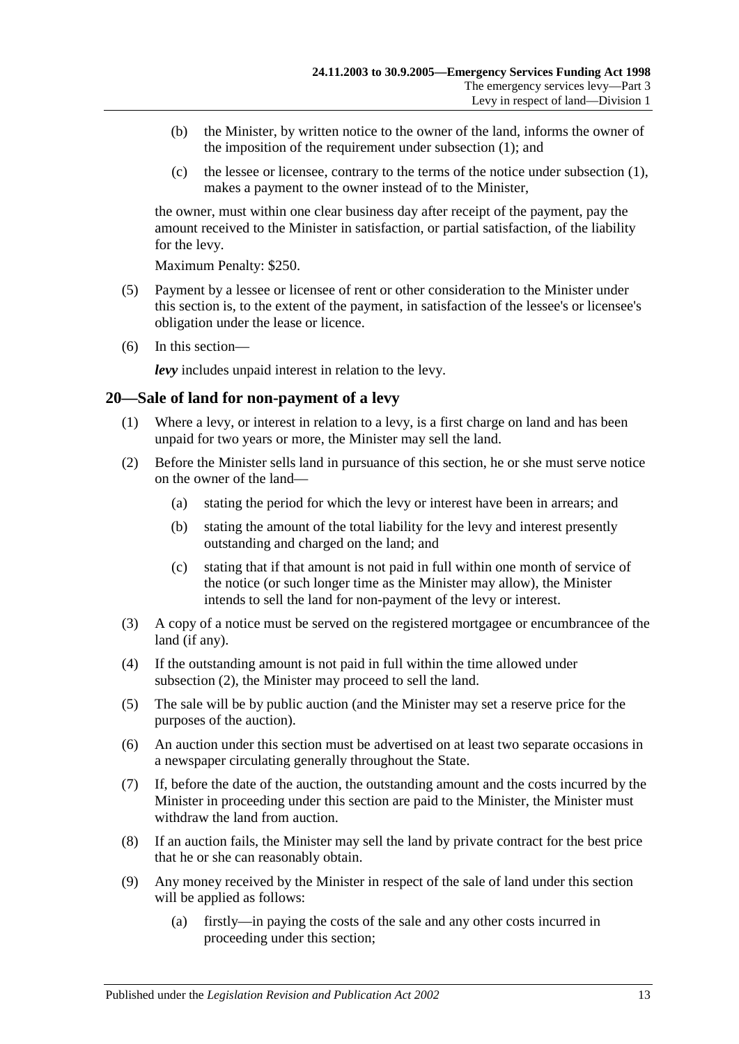(b) the Minister, by written notice to the owner of the land, informs the owner of the imposition of the requirement under subsection (1); and

(c) the lessee or licensee, contrary to the terms of the notice under subsection (1), makes a payment to the owner instead of to the Minister,

the owner, must within one clear business day after receipt of the payment, pay the amount received to the Minister in satisfaction, or partial satisfaction, of the liability for the levy.

Maximum Penalty: $250.

(5) Payment by a lessee or licensee of rent or other consideration to the Minister under this section is, to the extent of the payment, in satisfaction of the lessee's or licensee's obligation under the lease or licence.

(6) In this section—

***levy*** includes unpaid interest in relation to the levy.

## 20—Sale of land for non-payment of a levy

(1) Where a levy, or interest in relation to a levy, is a first charge on land and has been unpaid for two years or more, the Minister may sell the land.

(2) Before the Minister sells land in pursuance of this section, he or she must serve notice on the owner of the land—

(a) stating the period for which the levy or interest have been in arrears; and

(b) stating the amount of the total liability for the levy and interest presently outstanding and charged on the land; and

(c) stating that if that amount is not paid in full within one month of service of the notice (or such longer time as the Minister may allow), the Minister intends to sell the land for non-payment of the levy or interest.

(3) A copy of a notice must be served on the registered mortgagee or encumbrancee of the land (if any).

(4) If the outstanding amount is not paid in full within the time allowed under subsection (2), the Minister may proceed to sell the land.

(5) The sale will be by public auction (and the Minister may set a reserve price for the purposes of the auction).

(6) An auction under this section must be advertised on at least two separate occasions in a newspaper circulating generally throughout the State.

(7) If, before the date of the auction, the outstanding amount and the costs incurred by the Minister in proceeding under this section are paid to the Minister, the Minister must withdraw the land from auction.

(8) If an auction fails, the Minister may sell the land by private contract for the best price that he or she can reasonably obtain.

(9) Any money received by the Minister in respect of the sale of land under this section will be applied as follows:

(a) firstly—in paying the costs of the sale and any other costs incurred in proceeding under this section;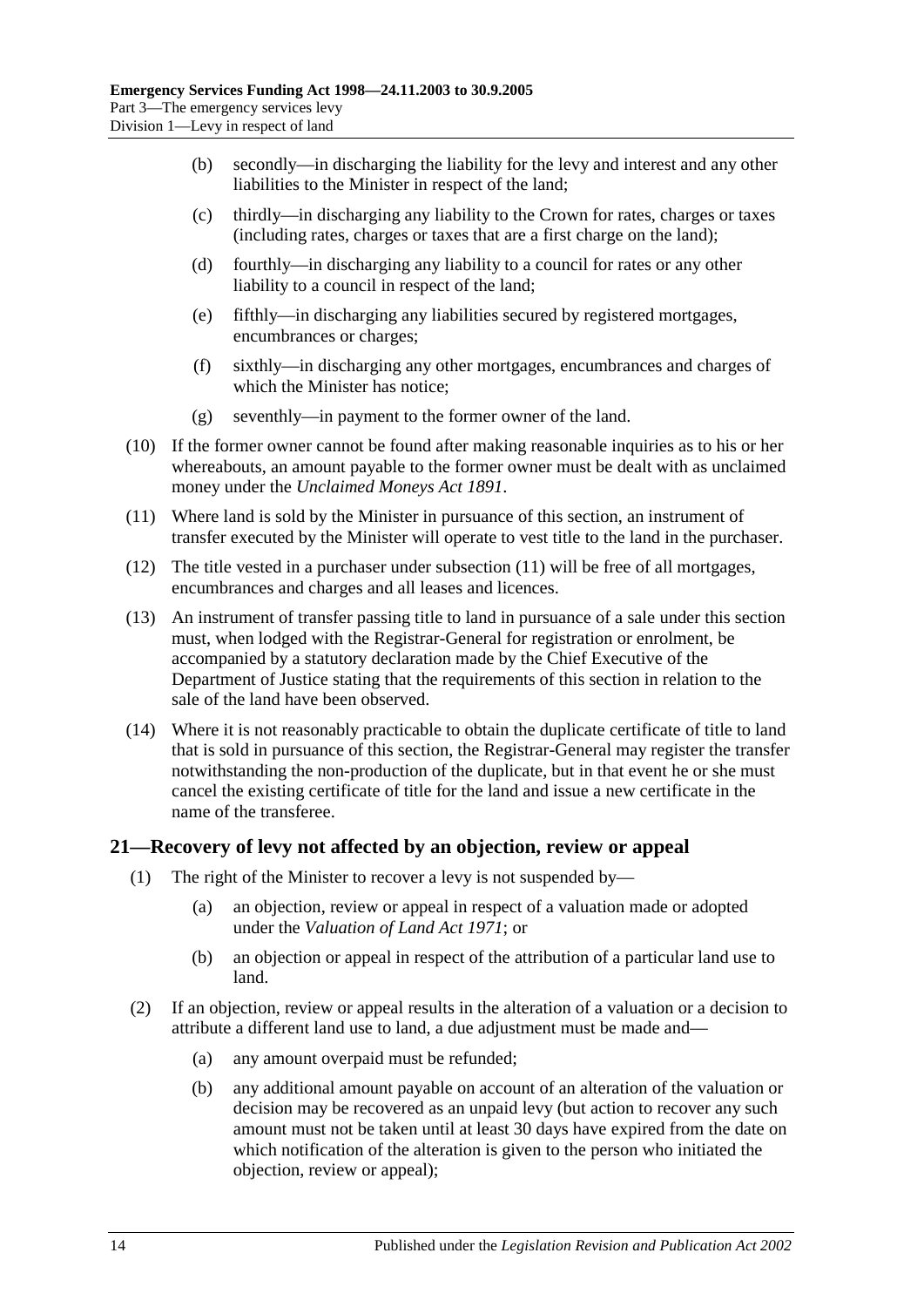(b) secondly—in discharging the liability for the levy and interest and any other liabilities to the Minister in respect of the land;

(c) thirdly—in discharging any liability to the Crown for rates, charges or taxes (including rates, charges or taxes that are a first charge on the land);

(d) fourthly—in discharging any liability to a council for rates or any other liability to a council in respect of the land;

(e) fifthly—in discharging any liabilities secured by registered mortgages, encumbrances or charges;

(f) sixthly—in discharging any other mortgages, encumbrances and charges of which the Minister has notice;

(g) seventhly—in payment to the former owner of the land.

(10) If the former owner cannot be found after making reasonable inquiries as to his or her whereabouts, an amount payable to the former owner must be dealt with as unclaimed money under the *Unclaimed Moneys Act 1891*.

(11) Where land is sold by the Minister in pursuance of this section, an instrument of transfer executed by the Minister will operate to vest title to the land in the purchaser.

(12) The title vested in a purchaser under subsection (11) will be free of all mortgages, encumbrances and charges and all leases and licences.

(13) An instrument of transfer passing title to land in pursuance of a sale under this section must, when lodged with the Registrar-General for registration or enrolment, be accompanied by a statutory declaration made by the Chief Executive of the Department of Justice stating that the requirements of this section in relation to the sale of the land have been observed.

(14) Where it is not reasonably practicable to obtain the duplicate certificate of title to land that is sold in pursuance of this section, the Registrar-General may register the transfer notwithstanding the non-production of the duplicate, but in that event he or she must cancel the existing certificate of title for the land and issue a new certificate in the name of the transferee.

## 21—Recovery of levy not affected by an objection, review or appeal

(1) The right of the Minister to recover a levy is not suspended by—

(a) an objection, review or appeal in respect of a valuation made or adopted under the *Valuation of Land Act 1971*; or

(b) an objection or appeal in respect of the attribution of a particular land use to land.

(2) If an objection, review or appeal results in the alteration of a valuation or a decision to attribute a different land use to land, a due adjustment must be made and—

(a) any amount overpaid must be refunded;

(b) any additional amount payable on account of an alteration of the valuation or decision may be recovered as an unpaid levy (but action to recover any such amount must not be taken until at least 30 days have expired from the date on which notification of the alteration is given to the person who initiated the objection, review or appeal);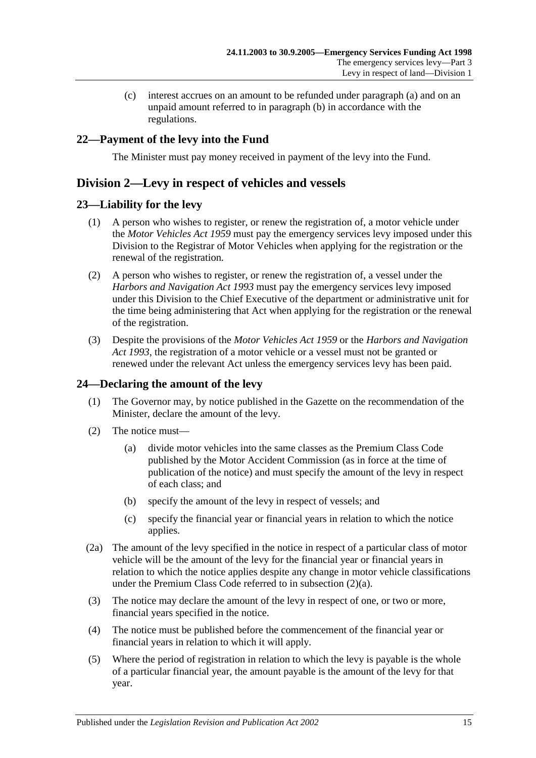(c) interest accrues on an amount to be refunded under paragraph (a) and on an unpaid amount referred to in paragraph (b) in accordance with the regulations.

## 22—Payment of the levy into the Fund

The Minister must pay money received in payment of the levy into the Fund.

# Division 2—Levy in respect of vehicles and vessels

## 23—Liability for the levy

(1) A person who wishes to register, or renew the registration of, a motor vehicle under the *Motor Vehicles Act 1959* must pay the emergency services levy imposed under this Division to the Registrar of Motor Vehicles when applying for the registration or the renewal of the registration.

(2) A person who wishes to register, or renew the registration of, a vessel under the *Harbors and Navigation Act 1993* must pay the emergency services levy imposed under this Division to the Chief Executive of the department or administrative unit for the time being administering that Act when applying for the registration or the renewal of the registration.

(3) Despite the provisions of the *Motor Vehicles Act 1959* or the *Harbors and Navigation Act 1993*, the registration of a motor vehicle or a vessel must not be granted or renewed under the relevant Act unless the emergency services levy has been paid.

## 24—Declaring the amount of the levy

(1) The Governor may, by notice published in the Gazette on the recommendation of the Minister, declare the amount of the levy.

(2) The notice must—

(a) divide motor vehicles into the same classes as the Premium Class Code published by the Motor Accident Commission (as in force at the time of publication of the notice) and must specify the amount of the levy in respect of each class; and

(b) specify the amount of the levy in respect of vessels; and

(c) specify the financial year or financial years in relation to which the notice applies.

(2a) The amount of the levy specified in the notice in respect of a particular class of motor vehicle will be the amount of the levy for the financial year or financial years in relation to which the notice applies despite any change in motor vehicle classifications under the Premium Class Code referred to in subsection (2)(a).

(3) The notice may declare the amount of the levy in respect of one, or two or more, financial years specified in the notice.

(4) The notice must be published before the commencement of the financial year or financial years in relation to which it will apply.

(5) Where the period of registration in relation to which the levy is payable is the whole of a particular financial year, the amount payable is the amount of the levy for that year.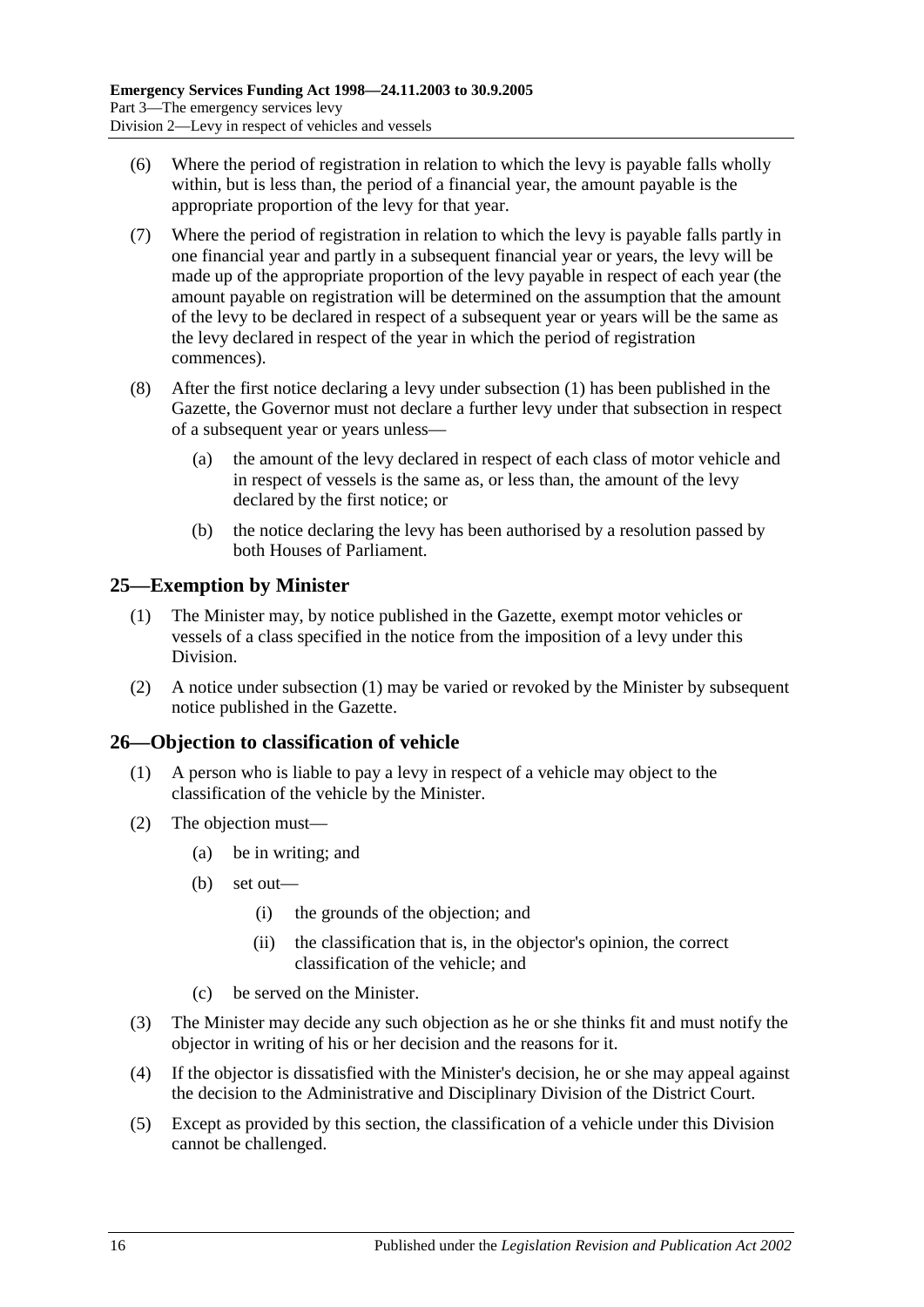(6) Where the period of registration in relation to which the levy is payable falls wholly within, but is less than, the period of a financial year, the amount payable is the appropriate proportion of the levy for that year.

(7) Where the period of registration in relation to which the levy is payable falls partly in one financial year and partly in a subsequent financial year or years, the levy will be made up of the appropriate proportion of the levy payable in respect of each year (the amount payable on registration will be determined on the assumption that the amount of the levy to be declared in respect of a subsequent year or years will be the same as the levy declared in respect of the year in which the period of registration commences).

(8) After the first notice declaring a levy under subsection (1) has been published in the Gazette, the Governor must not declare a further levy under that subsection in respect of a subsequent year or years unless—

- (a) the amount of the levy declared in respect of each class of motor vehicle and in respect of vessels is the same as, or less than, the amount of the levy declared by the first notice; or
- (b) the notice declaring the levy has been authorised by a resolution passed by both Houses of Parliament.

## 25—Exemption by Minister

(1) The Minister may, by notice published in the Gazette, exempt motor vehicles or vessels of a class specified in the notice from the imposition of a levy under this Division.

(2) A notice under subsection (1) may be varied or revoked by the Minister by subsequent notice published in the Gazette.

## 26—Objection to classification of vehicle

(1) A person who is liable to pay a levy in respect of a vehicle may object to the classification of the vehicle by the Minister.

(2) The objection must—

- (a) be in writing; and
- (b) set out—
  - (i) the grounds of the objection; and
  - (ii) the classification that is, in the objector's opinion, the correct classification of the vehicle; and
- (c) be served on the Minister.

(3) The Minister may decide any such objection as he or she thinks fit and must notify the objector in writing of his or her decision and the reasons for it.

(4) If the objector is dissatisfied with the Minister's decision, he or she may appeal against the decision to the Administrative and Disciplinary Division of the District Court.

(5) Except as provided by this section, the classification of a vehicle under this Division cannot be challenged.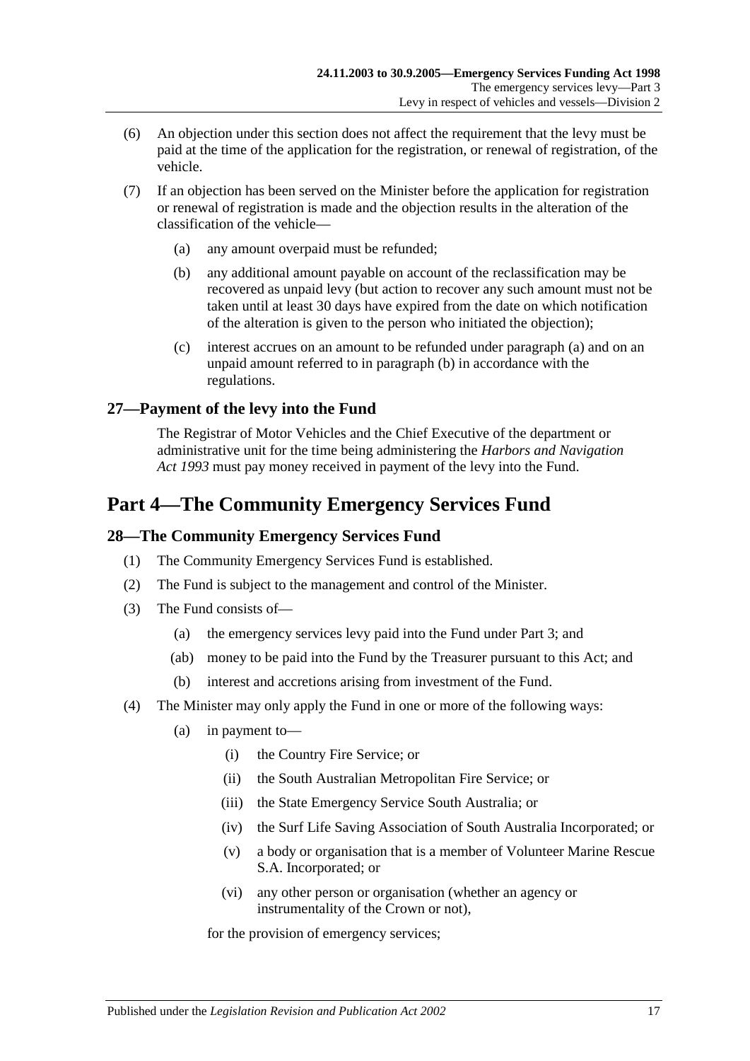(6) An objection under this section does not affect the requirement that the levy must be paid at the time of the application for the registration, or renewal of registration, of the vehicle.

(7) If an objection has been served on the Minister before the application for registration or renewal of registration is made and the objection results in the alteration of the classification of the vehicle—

(a) any amount overpaid must be refunded;

(b) any additional amount payable on account of the reclassification may be recovered as unpaid levy (but action to recover any such amount must not be taken until at least 30 days have expired from the date on which notification of the alteration is given to the person who initiated the objection);

(c) interest accrues on an amount to be refunded under paragraph (a) and on an unpaid amount referred to in paragraph (b) in accordance with the regulations.

### 27—Payment of the levy into the Fund

The Registrar of Motor Vehicles and the Chief Executive of the department or administrative unit for the time being administering the *Harbors and Navigation Act 1993* must pay money received in payment of the levy into the Fund.

## Part 4—The Community Emergency Services Fund

### 28—The Community Emergency Services Fund

(1) The Community Emergency Services Fund is established.

(2) The Fund is subject to the management and control of the Minister.

(3) The Fund consists of—

(a) the emergency services levy paid into the Fund under Part 3; and

(ab) money to be paid into the Fund by the Treasurer pursuant to this Act; and

(b) interest and accretions arising from investment of the Fund.

(4) The Minister may only apply the Fund in one or more of the following ways:

(a) in payment to—

(i) the Country Fire Service; or

(ii) the South Australian Metropolitan Fire Service; or

(iii) the State Emergency Service South Australia; or

(iv) the Surf Life Saving Association of South Australia Incorporated; or

(v) a body or organisation that is a member of Volunteer Marine Rescue S.A. Incorporated; or

(vi) any other person or organisation (whether an agency or instrumentality of the Crown or not),

for the provision of emergency services;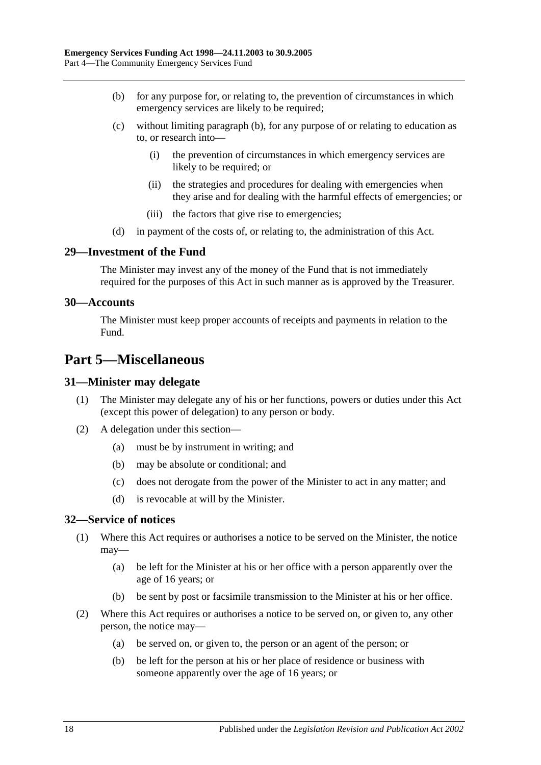(b) for any purpose for, or relating to, the prevention of circumstances in which emergency services are likely to be required;

(c) without limiting paragraph (b), for any purpose of or relating to education as to, or research into—

(i) the prevention of circumstances in which emergency services are likely to be required; or

(ii) the strategies and procedures for dealing with emergencies when they arise and for dealing with the harmful effects of emergencies; or

(iii) the factors that give rise to emergencies;

(d) in payment of the costs of, or relating to, the administration of this Act.

### 29—Investment of the Fund

The Minister may invest any of the money of the Fund that is not immediately required for the purposes of this Act in such manner as is approved by the Treasurer.

### 30—Accounts

The Minister must keep proper accounts of receipts and payments in relation to the Fund.

## Part 5—Miscellaneous

### 31—Minister may delegate

(1) The Minister may delegate any of his or her functions, powers or duties under this Act (except this power of delegation) to any person or body.

(2) A delegation under this section—

(a) must be by instrument in writing; and

(b) may be absolute or conditional; and

(c) does not derogate from the power of the Minister to act in any matter; and

(d) is revocable at will by the Minister.

### 32—Service of notices

(1) Where this Act requires or authorises a notice to be served on the Minister, the notice may—

(a) be left for the Minister at his or her office with a person apparently over the age of 16 years; or

(b) be sent by post or facsimile transmission to the Minister at his or her office.

(2) Where this Act requires or authorises a notice to be served on, or given to, any other person, the notice may—

(a) be served on, or given to, the person or an agent of the person; or

(b) be left for the person at his or her place of residence or business with someone apparently over the age of 16 years; or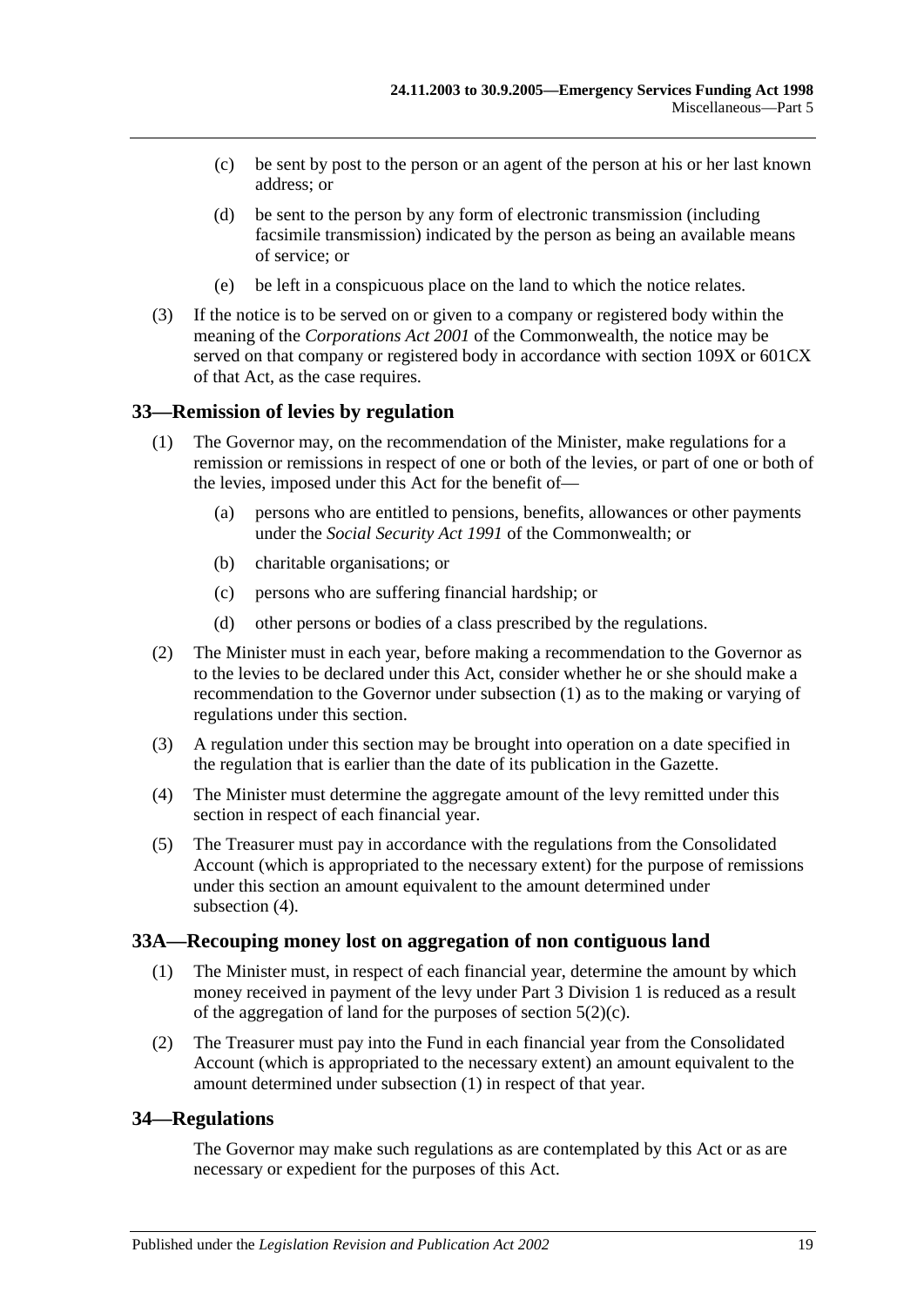(c) be sent by post to the person or an agent of the person at his or her last known address; or

(d) be sent to the person by any form of electronic transmission (including facsimile transmission) indicated by the person as being an available means of service; or

(e) be left in a conspicuous place on the land to which the notice relates.

(3) If the notice is to be served on or given to a company or registered body within the meaning of the *Corporations Act 2001* of the Commonwealth, the notice may be served on that company or registered body in accordance with section 109X or 601CX of that Act, as the case requires.

## 33—Remission of levies by regulation

(1) The Governor may, on the recommendation of the Minister, make regulations for a remission or remissions in respect of one or both of the levies, or part of one or both of the levies, imposed under this Act for the benefit of—

(a) persons who are entitled to pensions, benefits, allowances or other payments under the *Social Security Act 1991* of the Commonwealth; or

(b) charitable organisations; or

(c) persons who are suffering financial hardship; or

(d) other persons or bodies of a class prescribed by the regulations.

(2) The Minister must in each year, before making a recommendation to the Governor as to the levies to be declared under this Act, consider whether he or she should make a recommendation to the Governor under subsection (1) as to the making or varying of regulations under this section.

(3) A regulation under this section may be brought into operation on a date specified in the regulation that is earlier than the date of its publication in the Gazette.

(4) The Minister must determine the aggregate amount of the levy remitted under this section in respect of each financial year.

(5) The Treasurer must pay in accordance with the regulations from the Consolidated Account (which is appropriated to the necessary extent) for the purpose of remissions under this section an amount equivalent to the amount determined under subsection (4).

## 33A—Recouping money lost on aggregation of non contiguous land

(1) The Minister must, in respect of each financial year, determine the amount by which money received in payment of the levy under Part 3 Division 1 is reduced as a result of the aggregation of land for the purposes of section 5(2)(c).

(2) The Treasurer must pay into the Fund in each financial year from the Consolidated Account (which is appropriated to the necessary extent) an amount equivalent to the amount determined under subsection (1) in respect of that year.

## 34—Regulations

The Governor may make such regulations as are contemplated by this Act or as are necessary or expedient for the purposes of this Act.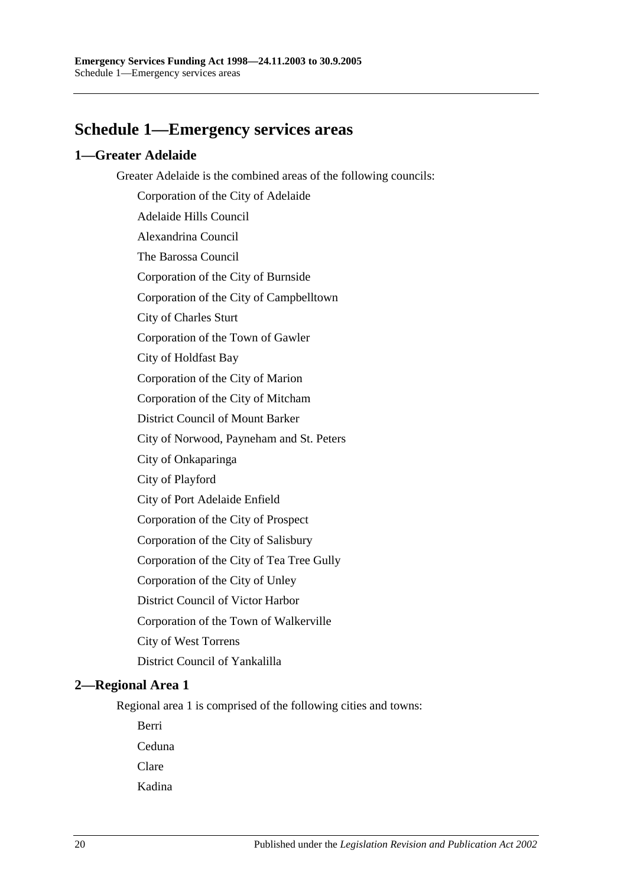# Schedule 1—Emergency services areas

## 1—Greater Adelaide

Greater Adelaide is the combined areas of the following councils:

Corporation of the City of Adelaide

Adelaide Hills Council

Alexandrina Council

The Barossa Council

Corporation of the City of Burnside

Corporation of the City of Campbelltown

City of Charles Sturt

Corporation of the Town of Gawler

City of Holdfast Bay

Corporation of the City of Marion

Corporation of the City of Mitcham

District Council of Mount Barker

City of Norwood, Payneham and St. Peters

City of Onkaparinga

City of Playford

City of Port Adelaide Enfield

Corporation of the City of Prospect

Corporation of the City of Salisbury

Corporation of the City of Tea Tree Gully

Corporation of the City of Unley

District Council of Victor Harbor

Corporation of the Town of Walkerville

City of West Torrens

District Council of Yankalilla

## 2—Regional Area 1

Regional area 1 is comprised of the following cities and towns:

Berri

Ceduna

Clare

Kadina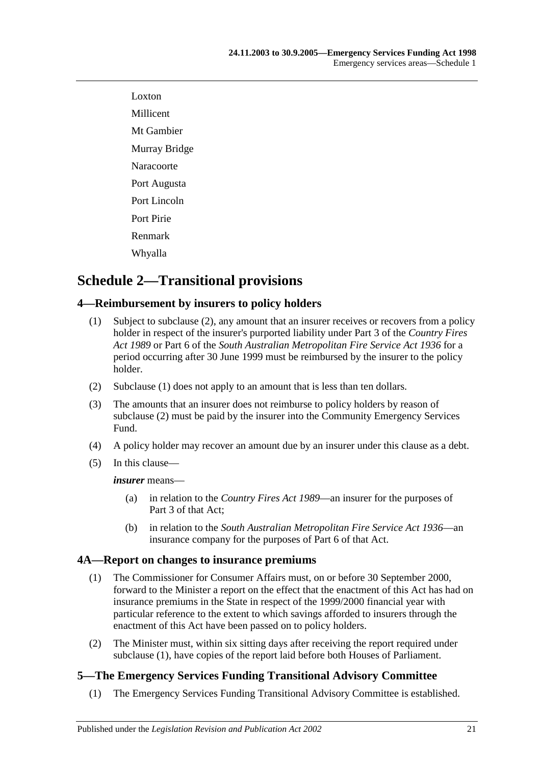Loxton

Millicent

Mt Gambier

Murray Bridge

Naracoorte

Port Augusta

Port Lincoln

Port Pirie

Renmark

Whyalla

# Schedule 2—Transitional provisions

## 4—Reimbursement by insurers to policy holders

(1) Subject to subclause (2), any amount that an insurer receives or recovers from a policy holder in respect of the insurer's purported liability under Part 3 of the *Country Fires Act 1989* or Part 6 of the *South Australian Metropolitan Fire Service Act 1936* for a period occurring after 30 June 1999 must be reimbursed by the insurer to the policy holder.

(2) Subclause (1) does not apply to an amount that is less than ten dollars.

(3) The amounts that an insurer does not reimburse to policy holders by reason of subclause (2) must be paid by the insurer into the Community Emergency Services Fund.

(4) A policy holder may recover an amount due by an insurer under this clause as a debt.

(5) In this clause—

***insurer*** means—

(a) in relation to the *Country Fires Act 1989*—an insurer for the purposes of Part 3 of that Act;

(b) in relation to the *South Australian Metropolitan Fire Service Act 1936*—an insurance company for the purposes of Part 6 of that Act.

## 4A—Report on changes to insurance premiums

(1) The Commissioner for Consumer Affairs must, on or before 30 September 2000, forward to the Minister a report on the effect that the enactment of this Act has had on insurance premiums in the State in respect of the 1999/2000 financial year with particular reference to the extent to which savings afforded to insurers through the enactment of this Act have been passed on to policy holders.

(2) The Minister must, within six sitting days after receiving the report required under subclause (1), have copies of the report laid before both Houses of Parliament.

## 5—The Emergency Services Funding Transitional Advisory Committee

(1) The Emergency Services Funding Transitional Advisory Committee is established.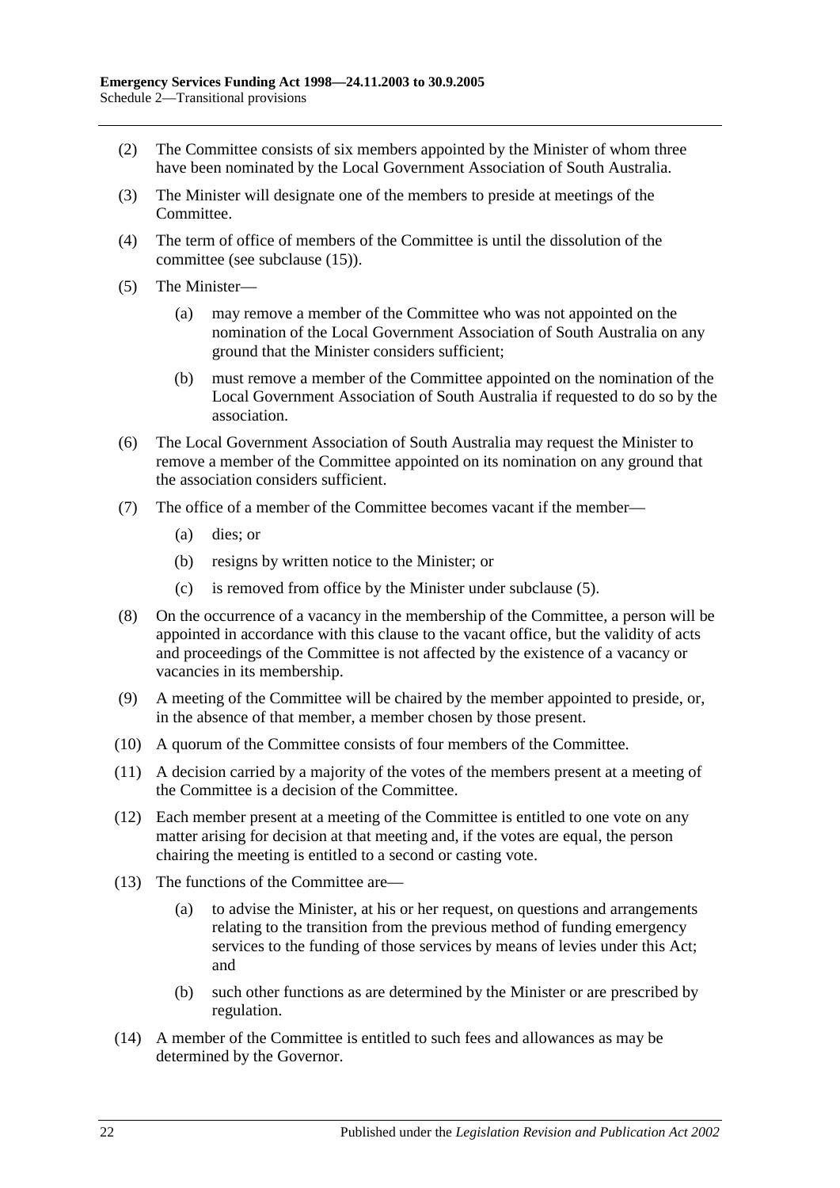(2) The Committee consists of six members appointed by the Minister of whom three have been nominated by the Local Government Association of South Australia.

(3) The Minister will designate one of the members to preside at meetings of the Committee.

(4) The term of office of members of the Committee is until the dissolution of the committee (see subclause (15)).

(5) The Minister—

   (a) may remove a member of the Committee who was not appointed on the nomination of the Local Government Association of South Australia on any ground that the Minister considers sufficient;

   (b) must remove a member of the Committee appointed on the nomination of the Local Government Association of South Australia if requested to do so by the association.

(6) The Local Government Association of South Australia may request the Minister to remove a member of the Committee appointed on its nomination on any ground that the association considers sufficient.

(7) The office of a member of the Committee becomes vacant if the member—

   (a) dies; or

   (b) resigns by written notice to the Minister; or

   (c) is removed from office by the Minister under subclause (5).

(8) On the occurrence of a vacancy in the membership of the Committee, a person will be appointed in accordance with this clause to the vacant office, but the validity of acts and proceedings of the Committee is not affected by the existence of a vacancy or vacancies in its membership.

(9) A meeting of the Committee will be chaired by the member appointed to preside, or, in the absence of that member, a member chosen by those present.

(10) A quorum of the Committee consists of four members of the Committee.

(11) A decision carried by a majority of the votes of the members present at a meeting of the Committee is a decision of the Committee.

(12) Each member present at a meeting of the Committee is entitled to one vote on any matter arising for decision at that meeting and, if the votes are equal, the person chairing the meeting is entitled to a second or casting vote.

(13) The functions of the Committee are—

   (a) to advise the Minister, at his or her request, on questions and arrangements relating to the transition from the previous method of funding emergency services to the funding of those services by means of levies under this Act; and

   (b) such other functions as are determined by the Minister or are prescribed by regulation.

(14) A member of the Committee is entitled to such fees and allowances as may be determined by the Governor.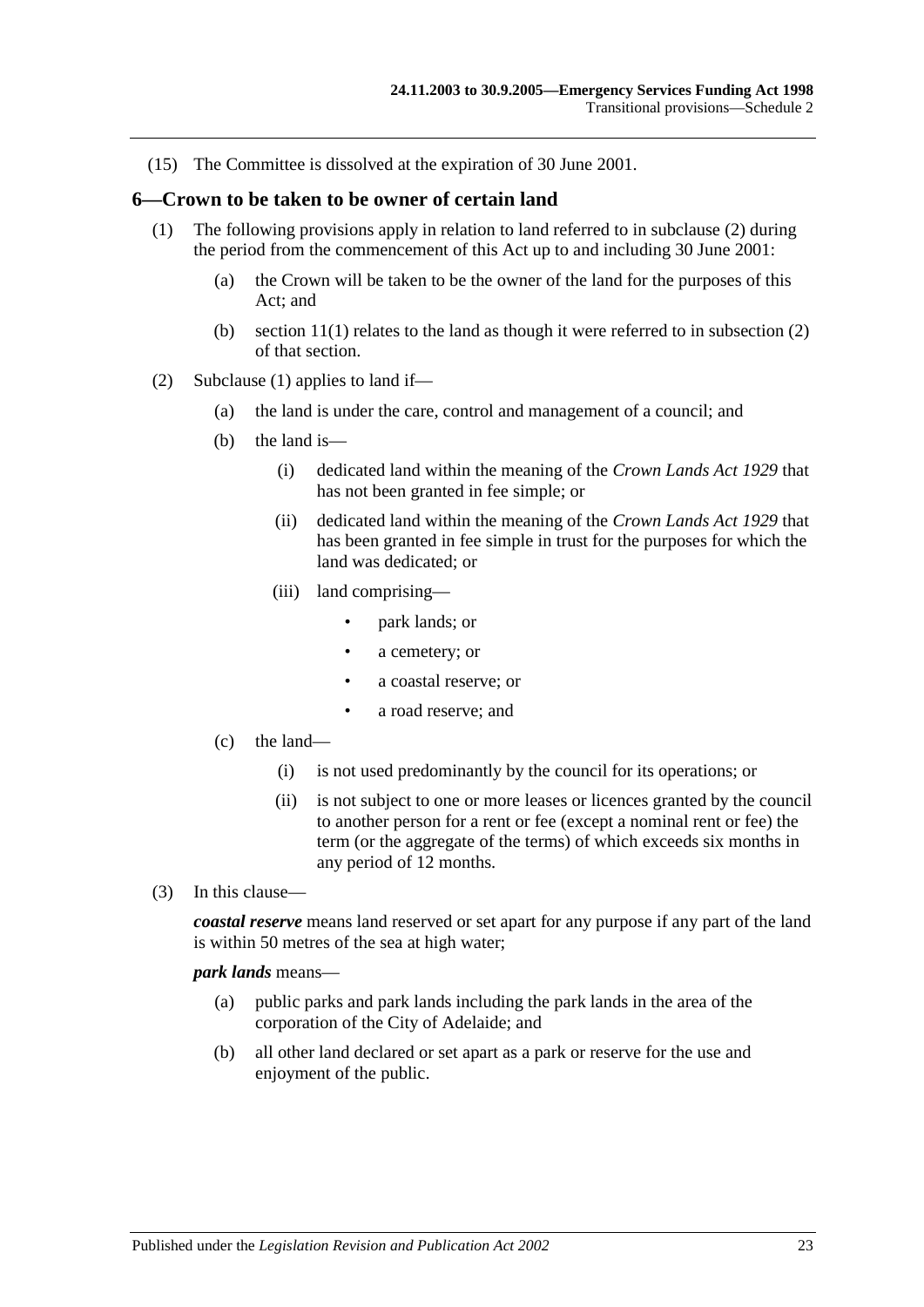(15) The Committee is dissolved at the expiration of 30 June 2001.

## 6—Crown to be taken to be owner of certain land

(1) The following provisions apply in relation to land referred to in subclause (2) during the period from the commencement of this Act up to and including 30 June 2001:

- (a) the Crown will be taken to be the owner of the land for the purposes of this Act; and
- (b) section 11(1) relates to the land as though it were referred to in subsection (2) of that section.

(2) Subclause (1) applies to land if—

- (a) the land is under the care, control and management of a council; and
- (b) the land is—
  - (i) dedicated land within the meaning of the *Crown Lands Act 1929* that has not been granted in fee simple; or
  - (ii) dedicated land within the meaning of the *Crown Lands Act 1929* that has been granted in fee simple in trust for the purposes for which the land was dedicated; or
  - (iii) land comprising—
    - park lands; or
    - a cemetery; or
    - a coastal reserve; or
    - a road reserve; and
- (c) the land—
  - (i) is not used predominantly by the council for its operations; or
  - (ii) is not subject to one or more leases or licences granted by the council to another person for a rent or fee (except a nominal rent or fee) the term (or the aggregate of the terms) of which exceeds six months in any period of 12 months.

(3) In this clause—

***coastal reserve*** means land reserved or set apart for any purpose if any part of the land is within 50 metres of the sea at high water;

***park lands*** means—

- (a) public parks and park lands including the park lands in the area of the corporation of the City of Adelaide; and
- (b) all other land declared or set apart as a park or reserve for the use and enjoyment of the public.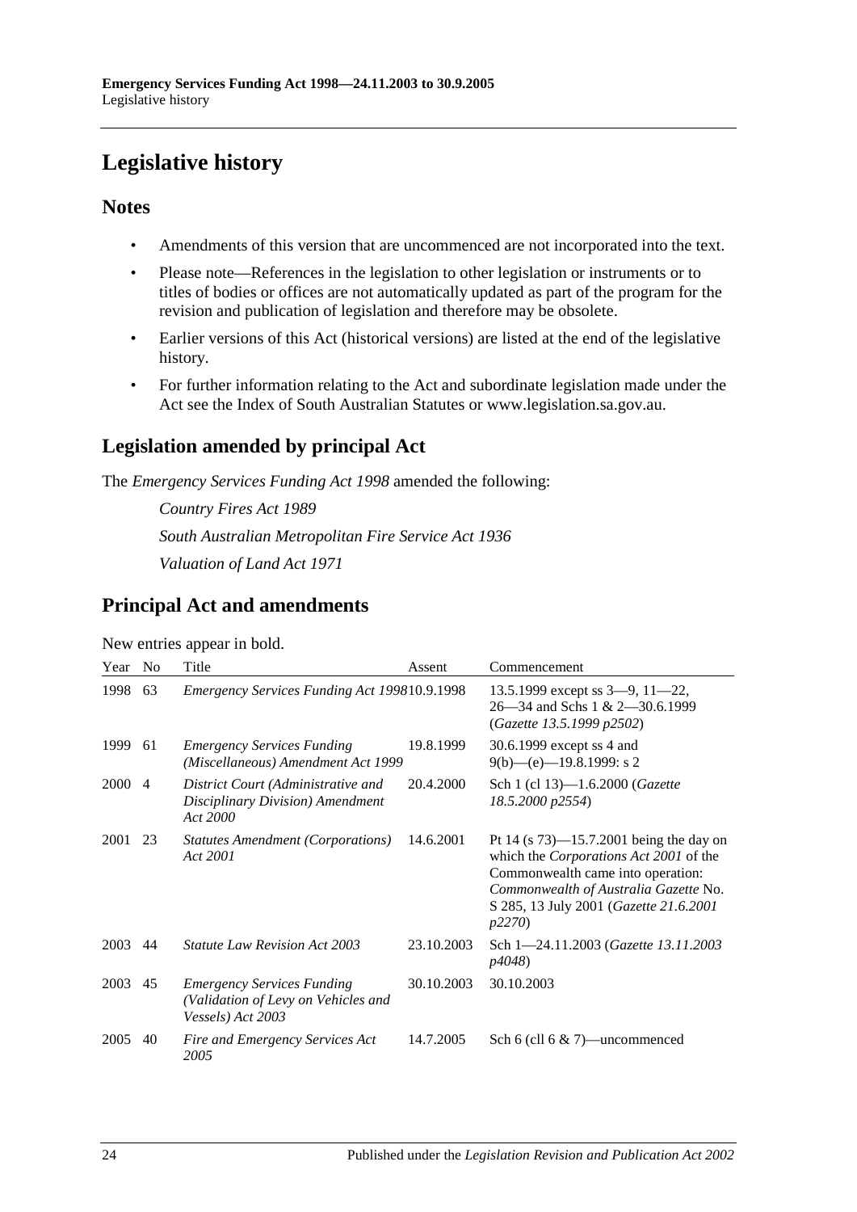# Legislative history

## Notes

- Amendments of this version that are uncommenced are not incorporated into the text.
- Please note—References in the legislation to other legislation or instruments or to titles of bodies or offices are not automatically updated as part of the program for the revision and publication of legislation and therefore may be obsolete.
- Earlier versions of this Act (historical versions) are listed at the end of the legislative history.
- For further information relating to the Act and subordinate legislation made under the Act see the Index of South Australian Statutes or www.legislation.sa.gov.au.

## Legislation amended by principal Act

The *Emergency Services Funding Act 1998* amended the following:

*Country Fires Act 1989*

*South Australian Metropolitan Fire Service Act 1936*

*Valuation of Land Act 1971*

## Principal Act and amendments

New entries appear in bold.

| Year | No | Title | Assent | Commencement |
|---|---|---|---|---|
| 1998 | 63 | *Emergency Services Funding Act 1998* | 10.9.1998 | 13.5.1999 except ss 3—9, 11—22, 26—34 and Schs 1 & 2—30.6.1999 (*Gazette 13.5.1999 p2502*) |
| 1999 | 61 | *Emergency Services Funding (Miscellaneous) Amendment Act 1999* | 19.8.1999 | 30.6.1999 except ss 4 and 9(b)—(e)—19.8.1999: s 2 |
| 2000 | 4 | *District Court (Administrative and Disciplinary Division) Amendment Act 2000* | 20.4.2000 | Sch 1 (cl 13)—1.6.2000 (*Gazette 18.5.2000 p2554*) |
| 2001 | 23 | *Statutes Amendment (Corporations) Act 2001* | 14.6.2001 | Pt 14 (s 73)—15.7.2001 being the day on which the *Corporations Act 2001* of the Commonwealth came into operation: *Commonwealth of Australia Gazette* No. S 285, 13 July 2001 (*Gazette 21.6.2001 p2270*) |
| 2003 | 44 | *Statute Law Revision Act 2003* | 23.10.2003 | Sch 1—24.11.2003 (*Gazette 13.11.2003 p4048*) |
| 2003 | 45 | *Emergency Services Funding (Validation of Levy on Vehicles and Vessels) Act 2003* | 30.10.2003 | 30.10.2003 |
| 2005 | 40 | *Fire and Emergency Services Act 2005* | 14.7.2005 | Sch 6 (cll 6 & 7)—uncommenced |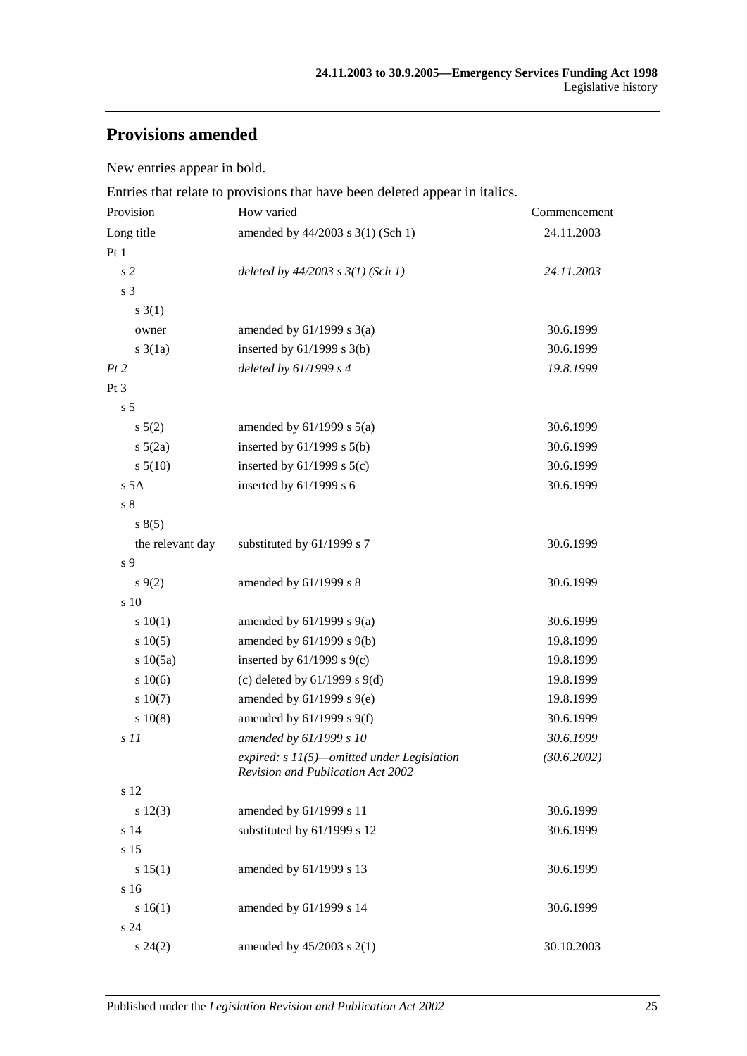## Provisions amended

New entries appear in bold.

Entries that relate to provisions that have been deleted appear in italics.

| Provision | How varied | Commencement |
|---|---|---|
| Long title | amended by 44/2003 s 3(1) (Sch 1) | 24.11.2003 |
| Pt 1 | | |
| *s 2* | *deleted by 44/2003 s 3(1) (Sch 1)* | *24.11.2003* |
| s 3 | | |
| s 3(1) | | |
| owner | amended by 61/1999 s 3(a) | 30.6.1999 |
| s 3(1a) | inserted by 61/1999 s 3(b) | 30.6.1999 |
| *Pt 2* | *deleted by 61/1999 s 4* | *19.8.1999* |
| Pt 3 | | |
| s 5 | | |
| s 5(2) | amended by 61/1999 s 5(a) | 30.6.1999 |
| s 5(2a) | inserted by 61/1999 s 5(b) | 30.6.1999 |
| s 5(10) | inserted by 61/1999 s 5(c) | 30.6.1999 |
| s 5A | inserted by 61/1999 s 6 | 30.6.1999 |
| s 8 | | |
| s 8(5) | | |
| the relevant day | substituted by 61/1999 s 7 | 30.6.1999 |
| s 9 | | |
| s 9(2) | amended by 61/1999 s 8 | 30.6.1999 |
| s 10 | | |
| s 10(1) | amended by 61/1999 s 9(a) | 30.6.1999 |
| s 10(5) | amended by 61/1999 s 9(b) | 19.8.1999 |
| s 10(5a) | inserted by 61/1999 s 9(c) | 19.8.1999 |
| s 10(6) | (c) deleted by 61/1999 s 9(d) | 19.8.1999 |
| s 10(7) | amended by 61/1999 s 9(e) | 19.8.1999 |
| s 10(8) | amended by 61/1999 s 9(f) | 30.6.1999 |
| *s 11* | *amended by 61/1999 s 10* | *30.6.1999* |
| | *expired: s 11(5)—omitted under Legislation Revision and Publication Act 2002* | *(30.6.2002)* |
| s 12 | | |
| s 12(3) | amended by 61/1999 s 11 | 30.6.1999 |
| s 14 | substituted by 61/1999 s 12 | 30.6.1999 |
| s 15 | | |
| s 15(1) | amended by 61/1999 s 13 | 30.6.1999 |
| s 16 | | |
| s 16(1) | amended by 61/1999 s 14 | 30.6.1999 |
| s 24 | | |
| s 24(2) | amended by 45/2003 s 2(1) | 30.10.2003 |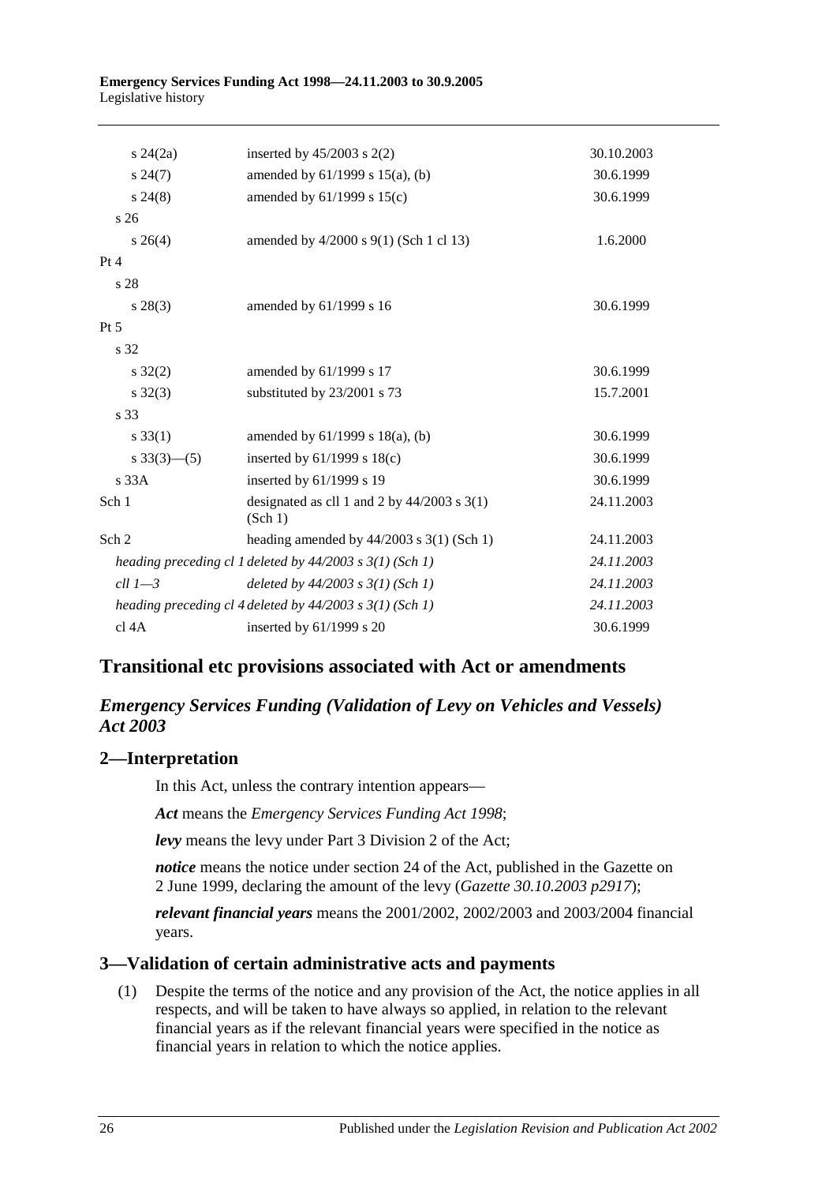| | | |
|---|---|---|
| s 24(2a) | inserted by 45/2003 s 2(2) | 30.10.2003 |
| s 24(7) | amended by 61/1999 s 15(a), (b) | 30.6.1999 |
| s 24(8) | amended by 61/1999 s 15(c) | 30.6.1999 |
| s 26 | | |
| s 26(4) | amended by 4/2000 s 9(1) (Sch 1 cl 13) | 1.6.2000 |
| Pt 4 | | |
| s 28 | | |
| s 28(3) | amended by 61/1999 s 16 | 30.6.1999 |
| Pt 5 | | |
| s 32 | | |
| s 32(2) | amended by 61/1999 s 17 | 30.6.1999 |
| s 32(3) | substituted by 23/2001 s 73 | 15.7.2001 |
| s 33 | | |
| s 33(1) | amended by 61/1999 s 18(a), (b) | 30.6.1999 |
| s 33(3)—(5) | inserted by 61/1999 s 18(c) | 30.6.1999 |
| s 33A | inserted by 61/1999 s 19 | 30.6.1999 |
| Sch 1 | designated as cll 1 and 2 by 44/2003 s 3(1) (Sch 1) | 24.11.2003 |
| Sch 2 | heading amended by 44/2003 s 3(1) (Sch 1) | 24.11.2003 |
| *heading preceding cl 1* | *deleted by 44/2003 s 3(1) (Sch 1)* | *24.11.2003* |
| *cll 1—3* | *deleted by 44/2003 s 3(1) (Sch 1)* | *24.11.2003* |
| *heading preceding cl 4* | *deleted by 44/2003 s 3(1) (Sch 1)* | *24.11.2003* |
| cl 4A | inserted by 61/1999 s 20 | 30.6.1999 |

## Transitional etc provisions associated with Act or amendments

### *Emergency Services Funding (Validation of Levy on Vehicles and Vessels) Act 2003*

### 2—Interpretation

In this Act, unless the contrary intention appears—

***Act*** means the *Emergency Services Funding Act 1998*;

***levy*** means the levy under Part 3 Division 2 of the Act;

***notice*** means the notice under section 24 of the Act, published in the Gazette on 2 June 1999, declaring the amount of the levy (*Gazette 30.10.2003 p2917*);

***relevant financial years*** means the 2001/2002, 2002/2003 and 2003/2004 financial years.

### 3—Validation of certain administrative acts and payments

(1) Despite the terms of the notice and any provision of the Act, the notice applies in all respects, and will be taken to have always so applied, in relation to the relevant financial years as if the relevant financial years were specified in the notice as financial years in relation to which the notice applies.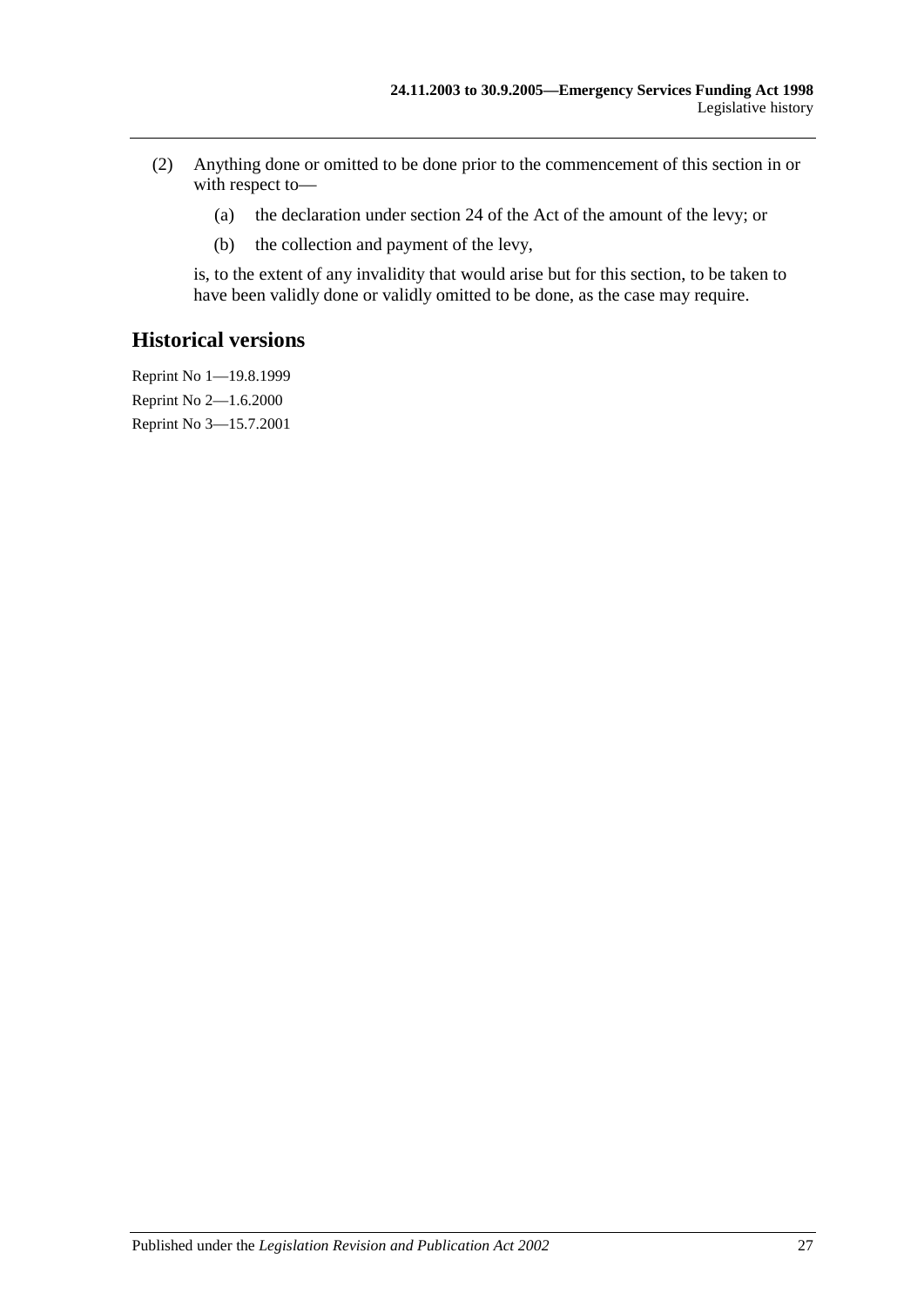(2) Anything done or omitted to be done prior to the commencement of this section in or with respect to—

(a) the declaration under section 24 of the Act of the amount of the levy; or

(b) the collection and payment of the levy,

is, to the extent of any invalidity that would arise but for this section, to be taken to have been validly done or validly omitted to be done, as the case may require.

## Historical versions

Reprint No 1—19.8.1999

Reprint No 2—1.6.2000

Reprint No 3—15.7.2001